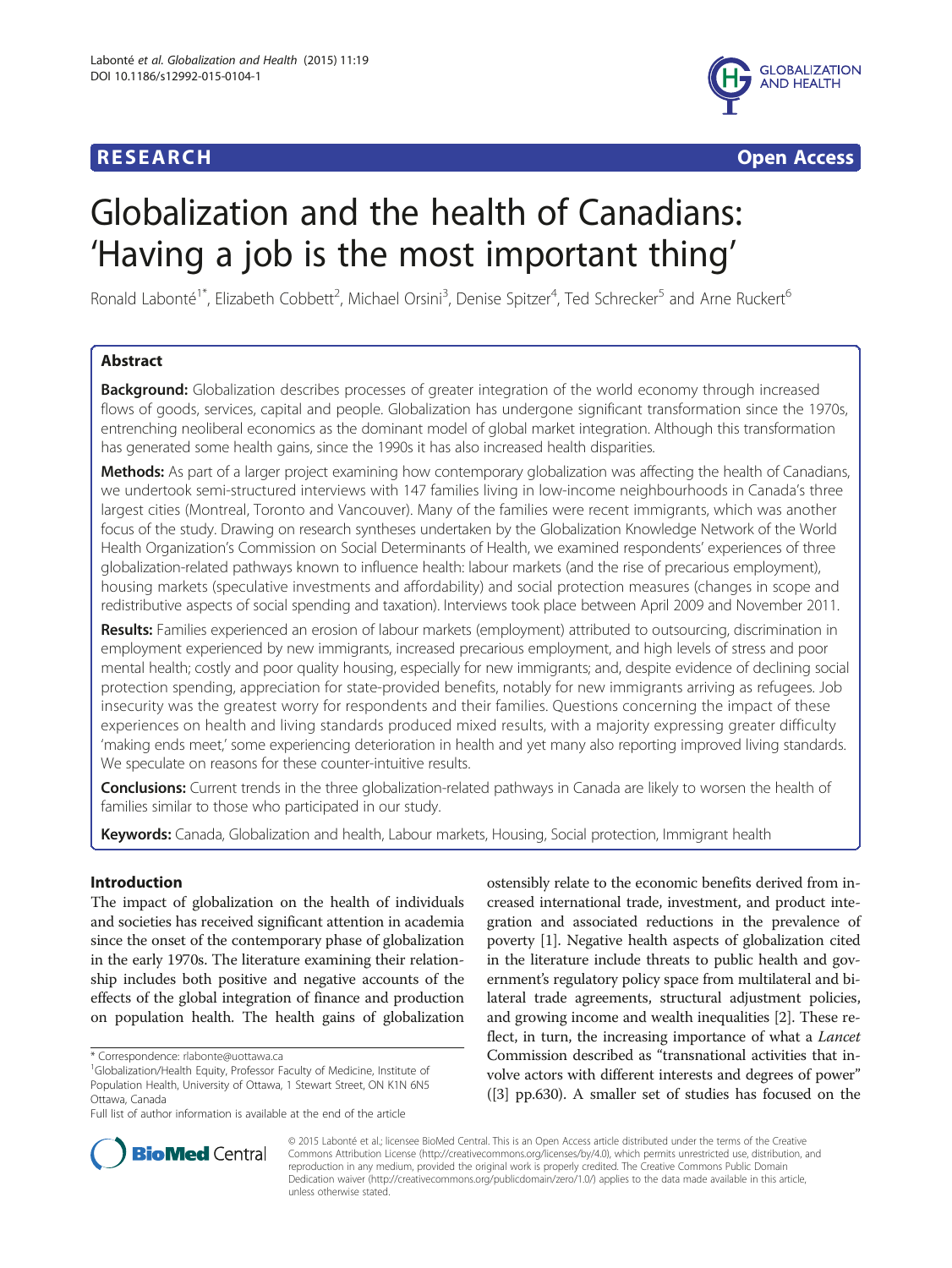**RESEARCH** **Open Access**

# Globalization and the health of Canadians: 'Having a job is the most important thing'

Ronald Labonté[1*], Elizabeth Cobbett[2], Michael Orsini[3], Denise Spitzer[4], Ted Schrecker[5] and Arne Ruckert[6]

## Abstract

**Background:** Globalization describes processes of greater integration of the world economy through increased flows of goods, services, capital and people. Globalization has undergone significant transformation since the 1970s, entrenching neoliberal economics as the dominant model of global market integration. Although this transformation has generated some health gains, since the 1990s it has also increased health disparities.

**Methods:** As part of a larger project examining how contemporary globalization was affecting the health of Canadians, we undertook semi-structured interviews with 147 families living in low-income neighbourhoods in Canada's three largest cities (Montreal, Toronto and Vancouver). Many of the families were recent immigrants, which was another focus of the study. Drawing on research syntheses undertaken by the Globalization Knowledge Network of the World Health Organization's Commission on Social Determinants of Health, we examined respondents' experiences of three globalization-related pathways known to influence health: labour markets (and the rise of precarious employment), housing markets (speculative investments and affordability) and social protection measures (changes in scope and redistributive aspects of social spending and taxation). Interviews took place between April 2009 and November 2011.

**Results:** Families experienced an erosion of labour markets (employment) attributed to outsourcing, discrimination in employment experienced by new immigrants, increased precarious employment, and high levels of stress and poor mental health; costly and poor quality housing, especially for new immigrants; and, despite evidence of declining social protection spending, appreciation for state-provided benefits, notably for new immigrants arriving as refugees. Job insecurity was the greatest worry for respondents and their families. Questions concerning the impact of these experiences on health and living standards produced mixed results, with a majority expressing greater difficulty 'making ends meet,' some experiencing deterioration in health and yet many also reporting improved living standards. We speculate on reasons for these counter-intuitive results.

**Conclusions:** Current trends in the three globalization-related pathways in Canada are likely to worsen the health of families similar to those who participated in our study.

**Keywords:** Canada, Globalization and health, Labour markets, Housing, Social protection, Immigrant health

## Introduction

The impact of globalization on the health of individuals and societies has received significant attention in academia since the onset of the contemporary phase of globalization in the early 1970s. The literature examining their relationship includes both positive and negative accounts of the effects of the global integration of finance and production on population health. The health gains of globalization ostensibly relate to the economic benefits derived from increased international trade, investment, and product integration and associated reductions in the prevalence of poverty [1]. Negative health aspects of globalization cited in the literature include threats to public health and government's regulatory policy space from multilateral and bilateral trade agreements, structural adjustment policies, and growing income and wealth inequalities [2]. These reflect, in turn, the increasing importance of what a *Lancet* Commission described as "transnational activities that involve actors with different interests and degrees of power" ([3] pp.630). A smaller set of studies has focused on the

\* Correspondence: rlabonte@uottawa.ca

[1]Globalization/Health Equity, Professor Faculty of Medicine, Institute of Population Health, University of Ottawa, 1 Stewart Street, ON K1N 6N5 Ottawa, Canada

Full list of author information is available at the end of the article

© 2015 Labonté et al.; licensee BioMed Central. This is an Open Access article distributed under the terms of the Creative Commons Attribution License (http://creativecommons.org/licenses/by/4.0), which permits unrestricted use, distribution, and reproduction in any medium, provided the original work is properly credited. The Creative Commons Public Domain Dedication waiver (http://creativecommons.org/publicdomain/zero/1.0/) applies to the data made available in this article, unless otherwise stated.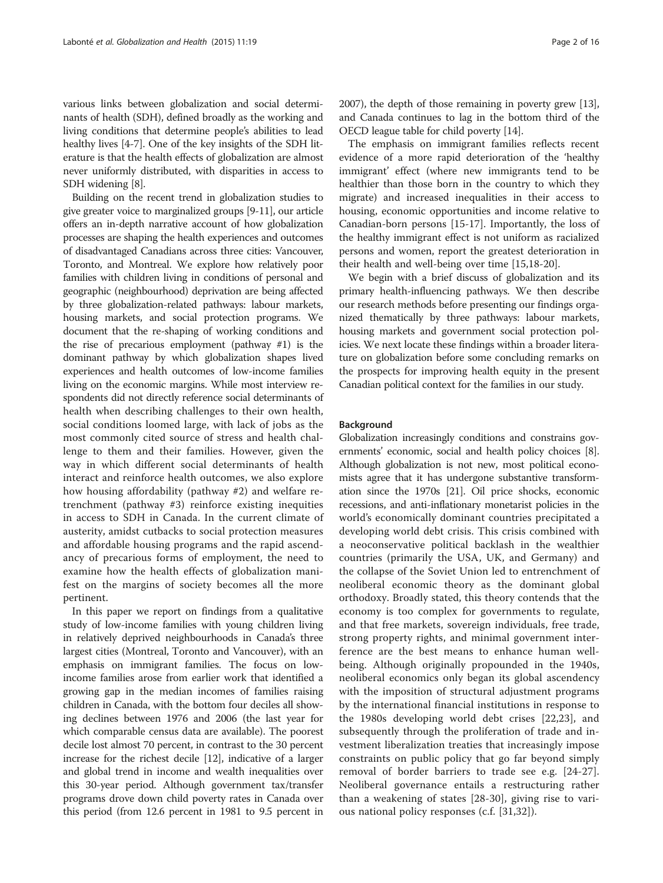various links between globalization and social determinants of health (SDH), defined broadly as the working and living conditions that determine people's abilities to lead healthy lives [4-7]. One of the key insights of the SDH literature is that the health effects of globalization are almost never uniformly distributed, with disparities in access to SDH widening [8].

Building on the recent trend in globalization studies to give greater voice to marginalized groups [9-11], our article offers an in-depth narrative account of how globalization processes are shaping the health experiences and outcomes of disadvantaged Canadians across three cities: Vancouver, Toronto, and Montreal. We explore how relatively poor families with children living in conditions of personal and geographic (neighbourhood) deprivation are being affected by three globalization-related pathways: labour markets, housing markets, and social protection programs. We document that the re-shaping of working conditions and the rise of precarious employment (pathway #1) is the dominant pathway by which globalization shapes lived experiences and health outcomes of low-income families living on the economic margins. While most interview respondents did not directly reference social determinants of health when describing challenges to their own health, social conditions loomed large, with lack of jobs as the most commonly cited source of stress and health challenge to them and their families. However, given the way in which different social determinants of health interact and reinforce health outcomes, we also explore how housing affordability (pathway #2) and welfare retrenchment (pathway #3) reinforce existing inequities in access to SDH in Canada. In the current climate of austerity, amidst cutbacks to social protection measures and affordable housing programs and the rapid ascendancy of precarious forms of employment, the need to examine how the health effects of globalization manifest on the margins of society becomes all the more pertinent.

In this paper we report on findings from a qualitative study of low-income families with young children living in relatively deprived neighbourhoods in Canada's three largest cities (Montreal, Toronto and Vancouver), with an emphasis on immigrant families. The focus on low-income families arose from earlier work that identified a growing gap in the median incomes of families raising children in Canada, with the bottom four deciles all showing declines between 1976 and 2006 (the last year for which comparable census data are available). The poorest decile lost almost 70 percent, in contrast to the 30 percent increase for the richest decile [12], indicative of a larger and global trend in income and wealth inequalities over this 30-year period. Although government tax/transfer programs drove down child poverty rates in Canada over this period (from 12.6 percent in 1981 to 9.5 percent in 2007), the depth of those remaining in poverty grew [13], and Canada continues to lag in the bottom third of the OECD league table for child poverty [14].

The emphasis on immigrant families reflects recent evidence of a more rapid deterioration of the 'healthy immigrant' effect (where new immigrants tend to be healthier than those born in the country to which they migrate) and increased inequalities in their access to housing, economic opportunities and income relative to Canadian-born persons [15-17]. Importantly, the loss of the healthy immigrant effect is not uniform as racialized persons and women, report the greatest deterioration in their health and well-being over time [15,18-20].

We begin with a brief discuss of globalization and its primary health-influencing pathways. We then describe our research methods before presenting our findings organized thematically by three pathways: labour markets, housing markets and government social protection policies. We next locate these findings within a broader literature on globalization before some concluding remarks on the prospects for improving health equity in the present Canadian political context for the families in our study.

## Background

Globalization increasingly conditions and constrains governments' economic, social and health policy choices [8]. Although globalization is not new, most political economists agree that it has undergone substantive transformation since the 1970s [21]. Oil price shocks, economic recessions, and anti-inflationary monetarist policies in the world's economically dominant countries precipitated a developing world debt crisis. This crisis combined with a neoconservative political backlash in the wealthier countries (primarily the USA, UK, and Germany) and the collapse of the Soviet Union led to entrenchment of neoliberal economic theory as the dominant global orthodoxy. Broadly stated, this theory contends that the economy is too complex for governments to regulate, and that free markets, sovereign individuals, free trade, strong property rights, and minimal government interference are the best means to enhance human well-being. Although originally propounded in the 1940s, neoliberal economics only began its global ascendency with the imposition of structural adjustment programs by the international financial institutions in response to the 1980s developing world debt crises [22,23], and subsequently through the proliferation of trade and investment liberalization treaties that increasingly impose constraints on public policy that go far beyond simply removal of border barriers to trade see e.g. [24-27]. Neoliberal governance entails a restructuring rather than a weakening of states [28-30], giving rise to various national policy responses (c.f. [31,32]).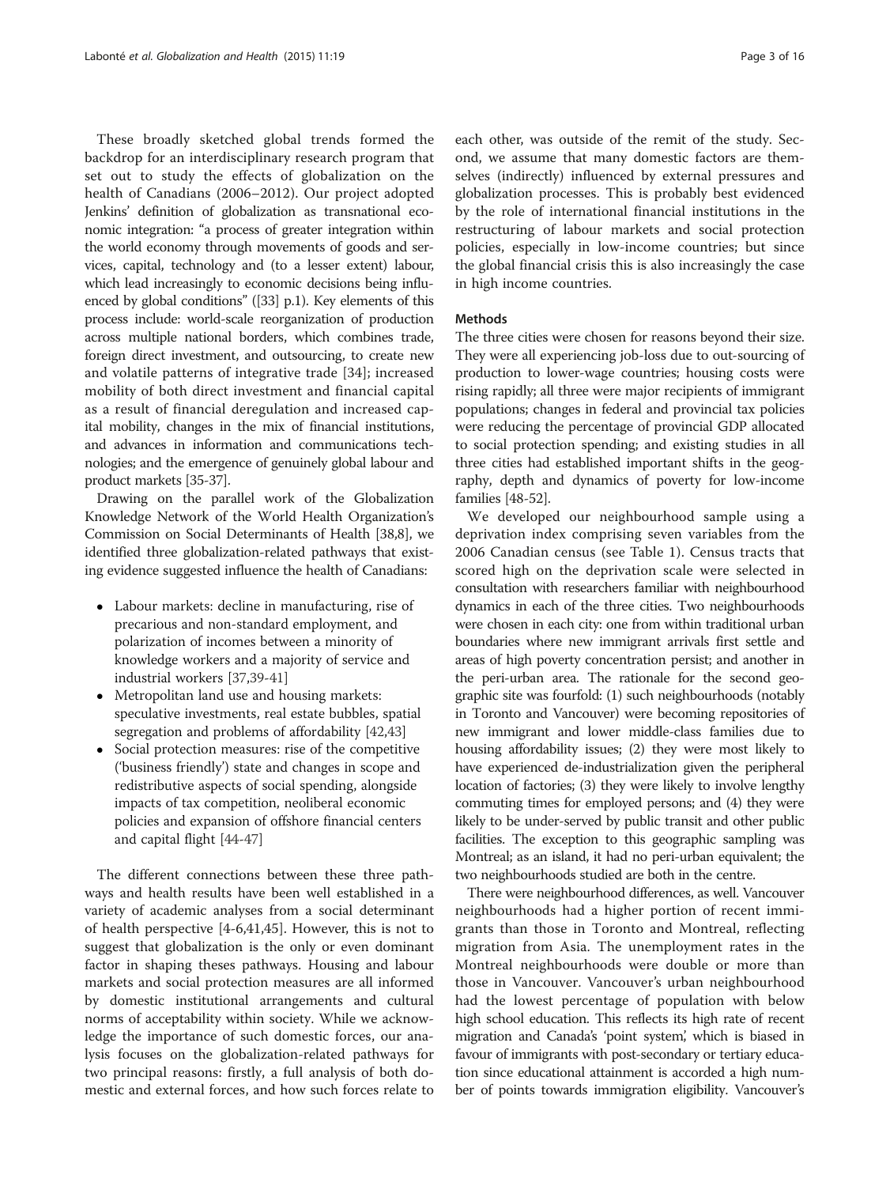These broadly sketched global trends formed the backdrop for an interdisciplinary research program that set out to study the effects of globalization on the health of Canadians (2006–2012). Our project adopted Jenkins' definition of globalization as transnational economic integration: "a process of greater integration within the world economy through movements of goods and services, capital, technology and (to a lesser extent) labour, which lead increasingly to economic decisions being influenced by global conditions" ([33] p.1). Key elements of this process include: world-scale reorganization of production across multiple national borders, which combines trade, foreign direct investment, and outsourcing, to create new and volatile patterns of integrative trade [34]; increased mobility of both direct investment and financial capital as a result of financial deregulation and increased capital mobility, changes in the mix of financial institutions, and advances in information and communications technologies; and the emergence of genuinely global labour and product markets [35-37].

Drawing on the parallel work of the Globalization Knowledge Network of the World Health Organization's Commission on Social Determinants of Health [38,8], we identified three globalization-related pathways that existing evidence suggested influence the health of Canadians:

- Labour markets: decline in manufacturing, rise of precarious and non-standard employment, and polarization of incomes between a minority of knowledge workers and a majority of service and industrial workers [37,39-41]
- Metropolitan land use and housing markets: speculative investments, real estate bubbles, spatial segregation and problems of affordability [42,43]
- Social protection measures: rise of the competitive ('business friendly') state and changes in scope and redistributive aspects of social spending, alongside impacts of tax competition, neoliberal economic policies and expansion of offshore financial centers and capital flight [44-47]

The different connections between these three pathways and health results have been well established in a variety of academic analyses from a social determinant of health perspective [4-6,41,45]. However, this is not to suggest that globalization is the only or even dominant factor in shaping theses pathways. Housing and labour markets and social protection measures are all informed by domestic institutional arrangements and cultural norms of acceptability within society. While we acknowledge the importance of such domestic forces, our analysis focuses on the globalization-related pathways for two principal reasons: firstly, a full analysis of both domestic and external forces, and how such forces relate to each other, was outside of the remit of the study. Second, we assume that many domestic factors are themselves (indirectly) influenced by external pressures and globalization processes. This is probably best evidenced by the role of international financial institutions in the restructuring of labour markets and social protection policies, especially in low-income countries; but since the global financial crisis this is also increasingly the case in high income countries.

## Methods

The three cities were chosen for reasons beyond their size. They were all experiencing job-loss due to out-sourcing of production to lower-wage countries; housing costs were rising rapidly; all three were major recipients of immigrant populations; changes in federal and provincial tax policies were reducing the percentage of provincial GDP allocated to social protection spending; and existing studies in all three cities had established important shifts in the geography, depth and dynamics of poverty for low-income families [48-52].

We developed our neighbourhood sample using a deprivation index comprising seven variables from the 2006 Canadian census (see Table 1). Census tracts that scored high on the deprivation scale were selected in consultation with researchers familiar with neighbourhood dynamics in each of the three cities. Two neighbourhoods were chosen in each city: one from within traditional urban boundaries where new immigrant arrivals first settle and areas of high poverty concentration persist; and another in the peri-urban area. The rationale for the second geographic site was fourfold: (1) such neighbourhoods (notably in Toronto and Vancouver) were becoming repositories of new immigrant and lower middle-class families due to housing affordability issues; (2) they were most likely to have experienced de-industrialization given the peripheral location of factories; (3) they were likely to involve lengthy commuting times for employed persons; and (4) they were likely to be under-served by public transit and other public facilities. The exception to this geographic sampling was Montreal; as an island, it had no peri-urban equivalent; the two neighbourhoods studied are both in the centre.

There were neighbourhood differences, as well. Vancouver neighbourhoods had a higher portion of recent immigrants than those in Toronto and Montreal, reflecting migration from Asia. The unemployment rates in the Montreal neighbourhoods were double or more than those in Vancouver. Vancouver's urban neighbourhood had the lowest percentage of population with below high school education. This reflects its high rate of recent migration and Canada's 'point system', which is biased in favour of immigrants with post-secondary or tertiary education since educational attainment is accorded a high number of points towards immigration eligibility. Vancouver's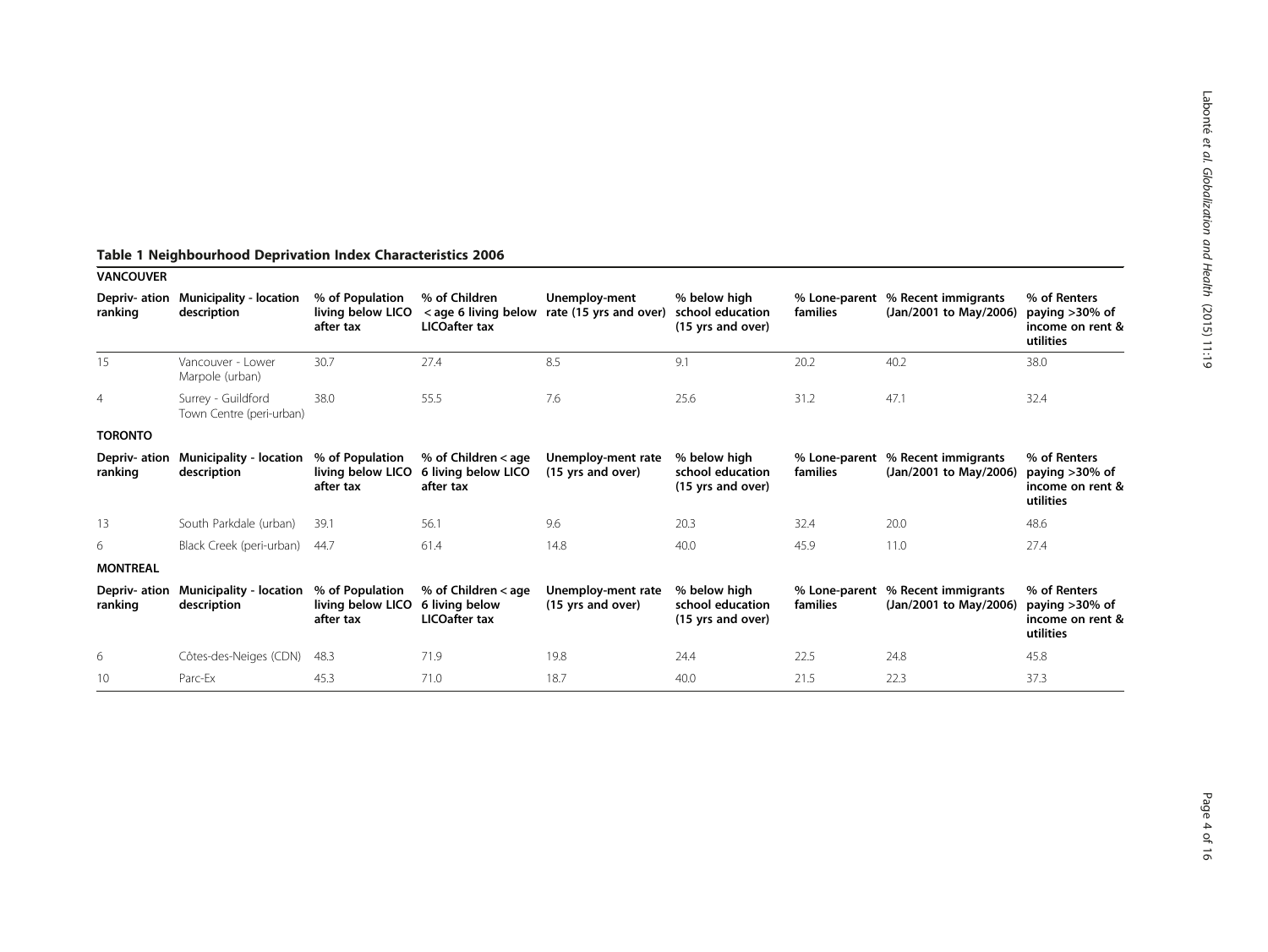**Table 1 Neighbourhood Deprivation Index Characteristics 2006**

| Depriv- ation ranking | Municipality - location description | % of Population living below LICO after tax | % of Children < age 6 living below LICOafter tax | Unemploy-ment rate (15 yrs and over) | % below high school education (15 yrs and over) | % Lone-parent families | % Recent immigrants (Jan/2001 to May/2006) | % of Renters paying >30% of income on rent & utilities |
|---|---|---|---|---|---|---|---|---|
| **VANCOUVER** | | | | | | | | |
| 15 | Vancouver - Lower Marpole (urban) | 30.7 | 27.4 | 8.5 | 9.1 | 20.2 | 40.2 | 38.0 |
| 4 | Surrey - Guildford Town Centre (peri-urban) | 38.0 | 55.5 | 7.6 | 25.6 | 31.2 | 47.1 | 32.4 |
| **TORONTO** | | | | | | | | |
| **Depriv- ation ranking** | **Municipality - location description** | **% of Population living below LICO after tax** | **% of Children < age 6 living below LICO after tax** | **Unemploy-ment rate (15 yrs and over)** | **% below high school education (15 yrs and over)** | **% Lone-parent families** | **% Recent immigrants (Jan/2001 to May/2006)** | **% of Renters paying >30% of income on rent & utilities** |
| 13 | South Parkdale (urban) | 39.1 | 56.1 | 9.6 | 20.3 | 32.4 | 20.0 | 48.6 |
| 6 | Black Creek (peri-urban) | 44.7 | 61.4 | 14.8 | 40.0 | 45.9 | 11.0 | 27.4 |
| **MONTREAL** | | | | | | | | |
| **Depriv- ation ranking** | **Municipality - location description** | **% of Population living below LICO after tax** | **% of Children < age 6 living below LICOafter tax** | **Unemploy-ment rate (15 yrs and over)** | **% below high school education (15 yrs and over)** | **% Lone-parent families** | **% Recent immigrants (Jan/2001 to May/2006)** | **% of Renters paying >30% of income on rent & utilities** |
| 6 | Côtes-des-Neiges (CDN) | 48.3 | 71.9 | 19.8 | 24.4 | 22.5 | 24.8 | 45.8 |
| 10 | Parc-Ex | 45.3 | 71.0 | 18.7 | 40.0 | 21.5 | 22.3 | 37.3 |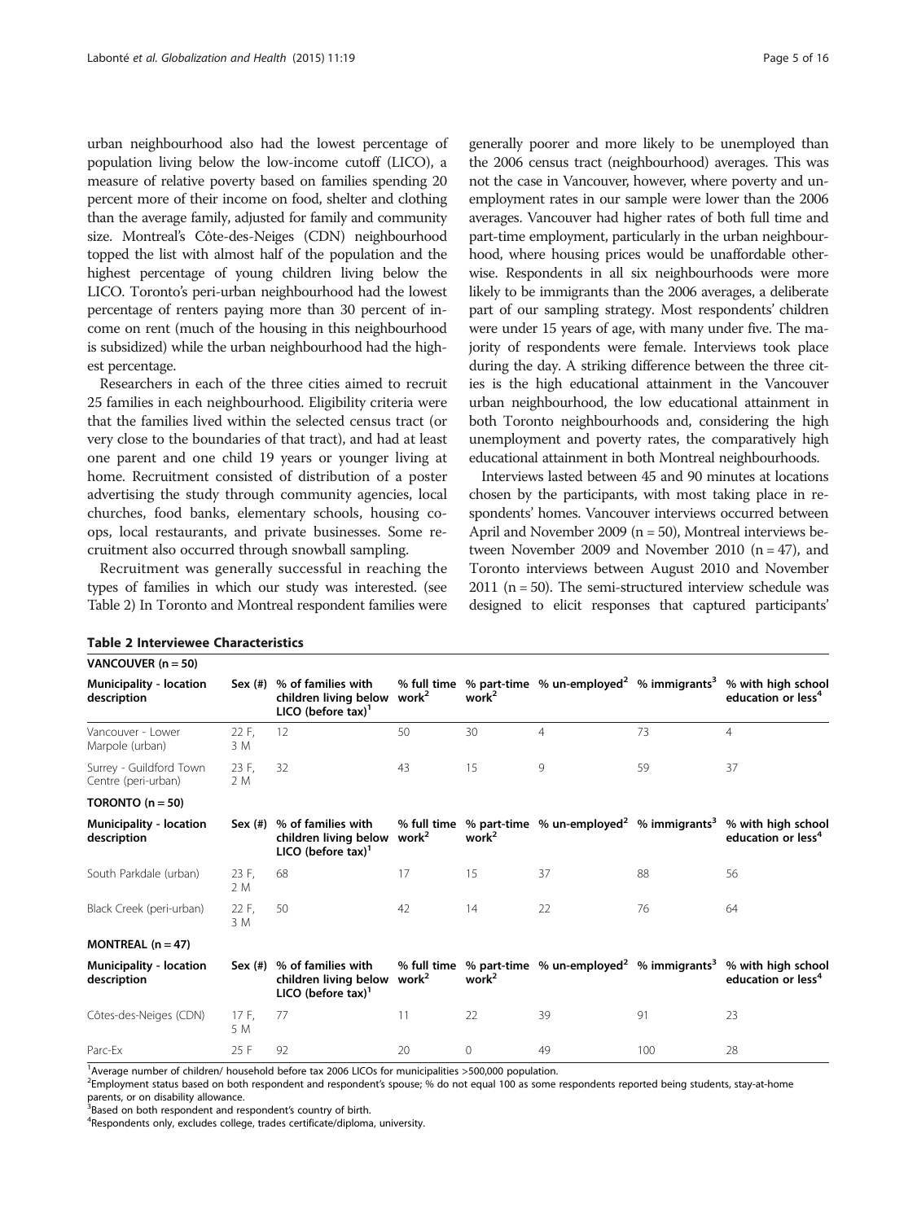urban neighbourhood also had the lowest percentage of population living below the low-income cutoff (LICO), a measure of relative poverty based on families spending 20 percent more of their income on food, shelter and clothing than the average family, adjusted for family and community size. Montreal's Côte-des-Neiges (CDN) neighbourhood topped the list with almost half of the population and the highest percentage of young children living below the LICO. Toronto's peri-urban neighbourhood had the lowest percentage of renters paying more than 30 percent of income on rent (much of the housing in this neighbourhood is subsidized) while the urban neighbourhood had the highest percentage.

Researchers in each of the three cities aimed to recruit 25 families in each neighbourhood. Eligibility criteria were that the families lived within the selected census tract (or very close to the boundaries of that tract), and had at least one parent and one child 19 years or younger living at home. Recruitment consisted of distribution of a poster advertising the study through community agencies, local churches, food banks, elementary schools, housing co-ops, local restaurants, and private businesses. Some recruitment also occurred through snowball sampling.

Recruitment was generally successful in reaching the types of families in which our study was interested. (see Table 2) In Toronto and Montreal respondent families were generally poorer and more likely to be unemployed than the 2006 census tract (neighbourhood) averages. This was not the case in Vancouver, however, where poverty and unemployment rates in our sample were lower than the 2006 averages. Vancouver had higher rates of both full time and part-time employment, particularly in the urban neighbourhood, where housing prices would be unaffordable otherwise. Respondents in all six neighbourhoods were more likely to be immigrants than the 2006 averages, a deliberate part of our sampling strategy. Most respondents' children were under 15 years of age, with many under five. The majority of respondents were female. Interviews took place during the day. A striking difference between the three cities is the high educational attainment in the Vancouver urban neighbourhood, the low educational attainment in both Toronto neighbourhoods and, considering the high unemployment and poverty rates, the comparatively high educational attainment in both Montreal neighbourhoods.

Interviews lasted between 45 and 90 minutes at locations chosen by the participants, with most taking place in respondents' homes. Vancouver interviews occurred between April and November 2009 (n = 50), Montreal interviews between November 2009 and November 2010 (n = 47), and Toronto interviews between August 2010 and November 2011 (n = 50). The semi-structured interview schedule was designed to elicit responses that captured participants'

**Table 2 Interviewee Characteristics**

| Municipality - location description | Sex (#) | % of families with children living below LICO (before tax)[1] | % full time work[2] | % part-time work[2] | % un-employed[2] | % immigrants[3] | % with high school education or less[4] |
|---|---|---|---|---|---|---|---|
| **VANCOUVER (n = 50)** | | | | | | | |
| Vancouver - Lower Marpole (urban) | 22 F, 3 M | 12 | 50 | 30 | 4 | 73 | 4 |
| Surrey - Guildford Town Centre (peri-urban) | 23 F, 2 M | 32 | 43 | 15 | 9 | 59 | 37 |
| **TORONTO (n = 50)** | | | | | | | |
| South Parkdale (urban) | 23 F, 2 M | 68 | 17 | 15 | 37 | 88 | 56 |
| Black Creek (peri-urban) | 22 F, 3 M | 50 | 42 | 14 | 22 | 76 | 64 |
| **MONTREAL (n = 47)** | | | | | | | |
| Côtes-des-Neiges (CDN) | 17 F, 5 M | 77 | 11 | 22 | 39 | 91 | 23 |
| Parc-Ex | 25 F | 92 | 20 | 0 | 49 | 100 | 28 |

[1]Average number of children/ household before tax 2006 LICOs for municipalities >500,000 population.
[2]Employment status based on both respondent and respondent's spouse; % do not equal 100 as some respondents reported being students, stay-at-home parents, or on disability allowance.
[3]Based on both respondent and respondent's country of birth.
[4]Respondents only, excludes college, trades certificate/diploma, university.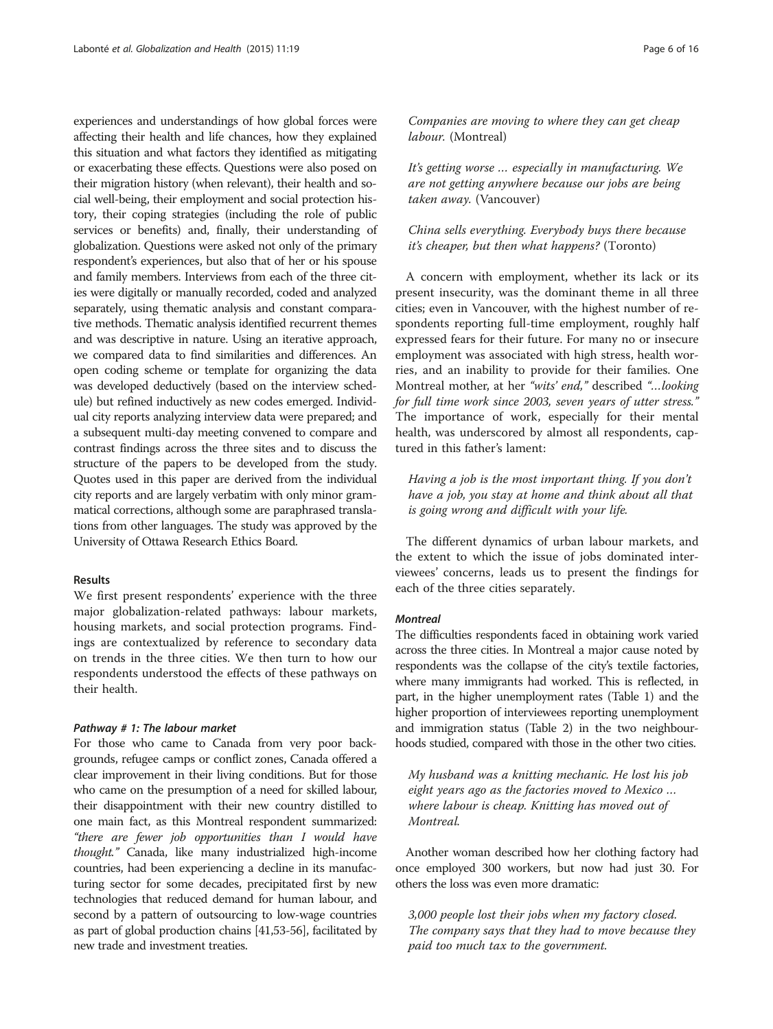experiences and understandings of how global forces were affecting their health and life chances, how they explained this situation and what factors they identified as mitigating or exacerbating these effects. Questions were also posed on their migration history (when relevant), their health and social well-being, their employment and social protection history, their coping strategies (including the role of public services or benefits) and, finally, their understanding of globalization. Questions were asked not only of the primary respondent's experiences, but also that of her or his spouse and family members. Interviews from each of the three cities were digitally or manually recorded, coded and analyzed separately, using thematic analysis and constant comparative methods. Thematic analysis identified recurrent themes and was descriptive in nature. Using an iterative approach, we compared data to find similarities and differences. An open coding scheme or template for organizing the data was developed deductively (based on the interview schedule) but refined inductively as new codes emerged. Individual city reports analyzing interview data were prepared; and a subsequent multi-day meeting convened to compare and contrast findings across the three sites and to discuss the structure of the papers to be developed from the study. Quotes used in this paper are derived from the individual city reports and are largely verbatim with only minor grammatical corrections, although some are paraphrased translations from other languages. The study was approved by the University of Ottawa Research Ethics Board.

## Results

We first present respondents' experience with the three major globalization-related pathways: labour markets, housing markets, and social protection programs. Findings are contextualized by reference to secondary data on trends in the three cities. We then turn to how our respondents understood the effects of these pathways on their health.

### *Pathway # 1: The labour market*

For those who came to Canada from very poor backgrounds, refugee camps or conflict zones, Canada offered a clear improvement in their living conditions. But for those who came on the presumption of a need for skilled labour, their disappointment with their new country distilled to one main fact, as this Montreal respondent summarized: *"there are fewer job opportunities than I would have thought."* Canada, like many industrialized high-income countries, had been experiencing a decline in its manufacturing sector for some decades, precipitated first by new technologies that reduced demand for human labour, and second by a pattern of outsourcing to low-wage countries as part of global production chains [41,53-56], facilitated by new trade and investment treaties.

> *Companies are moving to where they can get cheap labour.* (Montreal)

> *It's getting worse … especially in manufacturing. We are not getting anywhere because our jobs are being taken away.* (Vancouver)

> *China sells everything. Everybody buys there because it's cheaper, but then what happens?* (Toronto)

A concern with employment, whether its lack or its present insecurity, was the dominant theme in all three cities; even in Vancouver, with the highest number of respondents reporting full-time employment, roughly half expressed fears for their future. For many no or insecure employment was associated with high stress, health worries, and an inability to provide for their families. One Montreal mother, at her *"wits' end,"* described *"…looking for full time work since 2003, seven years of utter stress."* The importance of work, especially for their mental health, was underscored by almost all respondents, captured in this father's lament:

> *Having a job is the most important thing. If you don't have a job, you stay at home and think about all that is going wrong and difficult with your life.*

The different dynamics of urban labour markets, and the extent to which the issue of jobs dominated interviewees' concerns, leads us to present the findings for each of the three cities separately.

#### *Montreal*

The difficulties respondents faced in obtaining work varied across the three cities. In Montreal a major cause noted by respondents was the collapse of the city's textile factories, where many immigrants had worked. This is reflected, in part, in the higher unemployment rates (Table 1) and the higher proportion of interviewees reporting unemployment and immigration status (Table 2) in the two neighbourhoods studied, compared with those in the other two cities.

> *My husband was a knitting mechanic. He lost his job eight years ago as the factories moved to Mexico … where labour is cheap. Knitting has moved out of Montreal.*

Another woman described how her clothing factory had once employed 300 workers, but now had just 30. For others the loss was even more dramatic:

> *3,000 people lost their jobs when my factory closed. The company says that they had to move because they paid too much tax to the government.*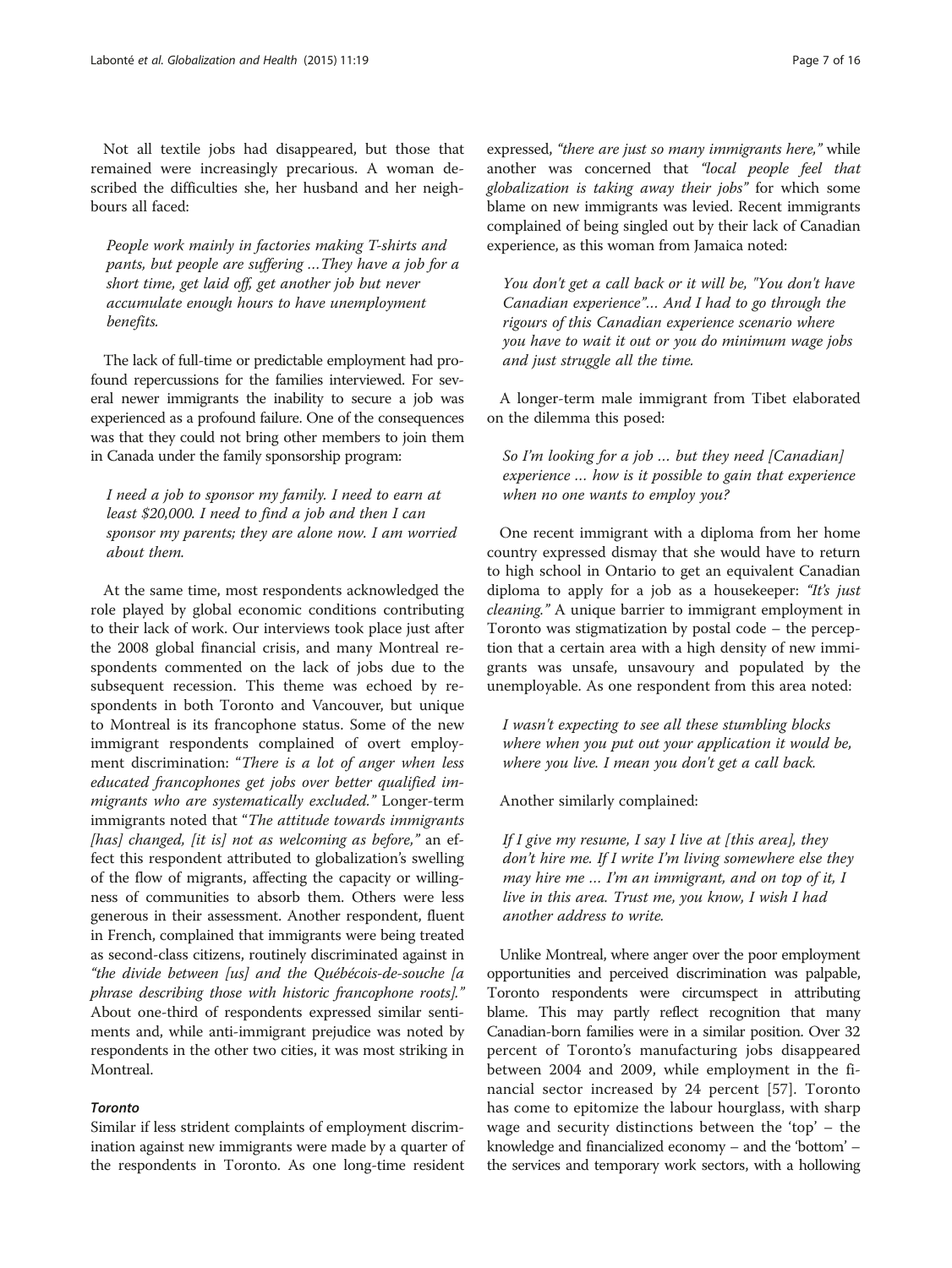Not all textile jobs had disappeared, but those that remained were increasingly precarious. A woman described the difficulties she, her husband and her neighbours all faced:

> *People work mainly in factories making T-shirts and pants, but people are suffering …They have a job for a short time, get laid off, get another job but never accumulate enough hours to have unemployment benefits.*

The lack of full-time or predictable employment had profound repercussions for the families interviewed. For several newer immigrants the inability to secure a job was experienced as a profound failure. One of the consequences was that they could not bring other members to join them in Canada under the family sponsorship program:

> *I need a job to sponsor my family. I need to earn at least $20,000. I need to find a job and then I can sponsor my parents; they are alone now. I am worried about them.*

At the same time, most respondents acknowledged the role played by global economic conditions contributing to their lack of work. Our interviews took place just after the 2008 global financial crisis, and many Montreal respondents commented on the lack of jobs due to the subsequent recession. This theme was echoed by respondents in both Toronto and Vancouver, but unique to Montreal is its francophone status. Some of the new immigrant respondents complained of overt employment discrimination: "*There is a lot of anger when less educated francophones get jobs over better qualified immigrants who are systematically excluded.*" Longer-term immigrants noted that "*The attitude towards immigrants [has] changed, [it is] not as welcoming as before,*" an effect this respondent attributed to globalization's swelling of the flow of migrants, affecting the capacity or willingness of communities to absorb them. Others were less generous in their assessment. Another respondent, fluent in French, complained that immigrants were being treated as second-class citizens, routinely discriminated against in *"the divide between [us] and the Québécois-de-souche [a phrase describing those with historic francophone roots]."* About one-third of respondents expressed similar sentiments and, while anti-immigrant prejudice was noted by respondents in the other two cities, it was most striking in Montreal.

#### *Toronto*

Similar if less strident complaints of employment discrimination against new immigrants were made by a quarter of the respondents in Toronto. As one long-time resident expressed, *"there are just so many immigrants here,"* while another was concerned that *"local people feel that globalization is taking away their jobs"* for which some blame on new immigrants was levied. Recent immigrants complained of being singled out by their lack of Canadian experience, as this woman from Jamaica noted:

> *You don't get a call back or it will be, "You don't have Canadian experience"… And I had to go through the rigours of this Canadian experience scenario where you have to wait it out or you do minimum wage jobs and just struggle all the time.*

A longer-term male immigrant from Tibet elaborated on the dilemma this posed:

> *So I'm looking for a job … but they need [Canadian] experience … how is it possible to gain that experience when no one wants to employ you?*

One recent immigrant with a diploma from her home country expressed dismay that she would have to return to high school in Ontario to get an equivalent Canadian diploma to apply for a job as a housekeeper: *"It's just cleaning."* A unique barrier to immigrant employment in Toronto was stigmatization by postal code – the perception that a certain area with a high density of new immigrants was unsafe, unsavoury and populated by the unemployable. As one respondent from this area noted:

> *I wasn't expecting to see all these stumbling blocks where when you put out your application it would be, where you live. I mean you don't get a call back.*

Another similarly complained:

> *If I give my resume, I say I live at [this area], they don't hire me. If I write I'm living somewhere else they may hire me … I'm an immigrant, and on top of it, I live in this area. Trust me, you know, I wish I had another address to write.*

Unlike Montreal, where anger over the poor employment opportunities and perceived discrimination was palpable, Toronto respondents were circumspect in attributing blame. This may partly reflect recognition that many Canadian-born families were in a similar position. Over 32 percent of Toronto's manufacturing jobs disappeared between 2004 and 2009, while employment in the financial sector increased by 24 percent [57]. Toronto has come to epitomize the labour hourglass, with sharp wage and security distinctions between the 'top' – the knowledge and financialized economy – and the 'bottom' – the services and temporary work sectors, with a hollowing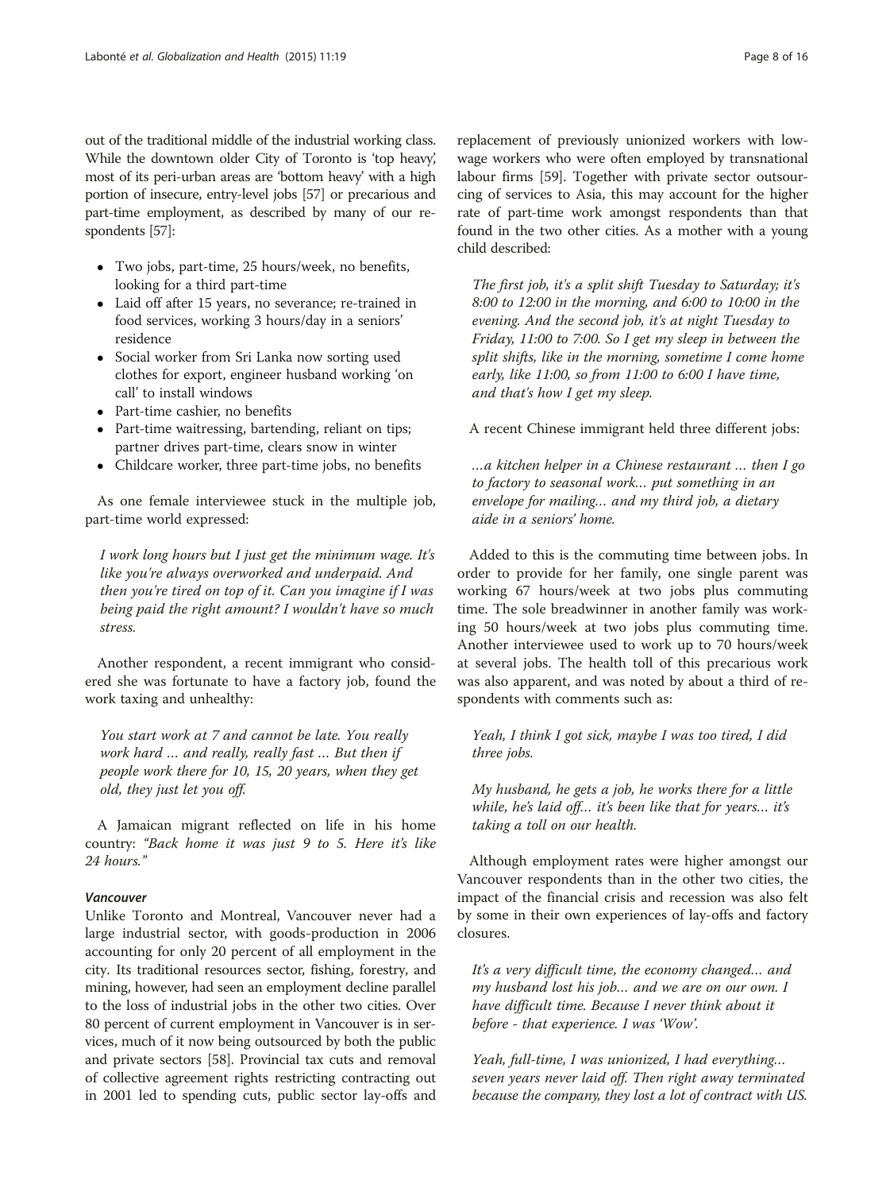out of the traditional middle of the industrial working class. While the downtown older City of Toronto is 'top heavy', most of its peri-urban areas are 'bottom heavy' with a high portion of insecure, entry-level jobs [57] or precarious and part-time employment, as described by many of our respondents [57]:

- Two jobs, part-time, 25 hours/week, no benefits, looking for a third part-time
- Laid off after 15 years, no severance; re-trained in food services, working 3 hours/day in a seniors' residence
- Social worker from Sri Lanka now sorting used clothes for export, engineer husband working 'on call' to install windows
- Part-time cashier, no benefits
- Part-time waitressing, bartending, reliant on tips; partner drives part-time, clears snow in winter
- Childcare worker, three part-time jobs, no benefits

As one female interviewee stuck in the multiple job, part-time world expressed:

*I work long hours but I just get the minimum wage. It's like you're always overworked and underpaid. And then you're tired on top of it. Can you imagine if I was being paid the right amount? I wouldn't have so much stress.*

Another respondent, a recent immigrant who considered she was fortunate to have a factory job, found the work taxing and unhealthy:

*You start work at 7 and cannot be late. You really work hard … and really, really fast … But then if people work there for 10, 15, 20 years, when they get old, they just let you off.*

A Jamaican migrant reflected on life in his home country: *"Back home it was just 9 to 5. Here it's like 24 hours."*

#### Vancouver

Unlike Toronto and Montreal, Vancouver never had a large industrial sector, with goods-production in 2006 accounting for only 20 percent of all employment in the city. Its traditional resources sector, fishing, forestry, and mining, however, had seen an employment decline parallel to the loss of industrial jobs in the other two cities. Over 80 percent of current employment in Vancouver is in services, much of it now being outsourced by both the public and private sectors [58]. Provincial tax cuts and removal of collective agreement rights restricting contracting out in 2001 led to spending cuts, public sector lay-offs and replacement of previously unionized workers with low-wage workers who were often employed by transnational labour firms [59]. Together with private sector outsourcing of services to Asia, this may account for the higher rate of part-time work amongst respondents than that found in the two other cities. As a mother with a young child described:

*The first job, it's a split shift Tuesday to Saturday; it's 8:00 to 12:00 in the morning, and 6:00 to 10:00 in the evening. And the second job, it's at night Tuesday to Friday, 11:00 to 7:00. So I get my sleep in between the split shifts, like in the morning, sometime I come home early, like 11:00, so from 11:00 to 6:00 I have time, and that's how I get my sleep.*

A recent Chinese immigrant held three different jobs:

*…a kitchen helper in a Chinese restaurant … then I go to factory to seasonal work… put something in an envelope for mailing… and my third job, a dietary aide in a seniors' home.*

Added to this is the commuting time between jobs. In order to provide for her family, one single parent was working 67 hours/week at two jobs plus commuting time. The sole breadwinner in another family was working 50 hours/week at two jobs plus commuting time. Another interviewee used to work up to 70 hours/week at several jobs. The health toll of this precarious work was also apparent, and was noted by about a third of respondents with comments such as:

*Yeah, I think I got sick, maybe I was too tired, I did three jobs.*

*My husband, he gets a job, he works there for a little while, he's laid off… it's been like that for years… it's taking a toll on our health.*

Although employment rates were higher amongst our Vancouver respondents than in the other two cities, the impact of the financial crisis and recession was also felt by some in their own experiences of lay-offs and factory closures.

*It's a very difficult time, the economy changed… and my husband lost his job… and we are on our own. I have difficult time. Because I never think about it before - that experience. I was 'Wow'.*

*Yeah, full-time, I was unionized, I had everything… seven years never laid off. Then right away terminated because the company, they lost a lot of contract with US.*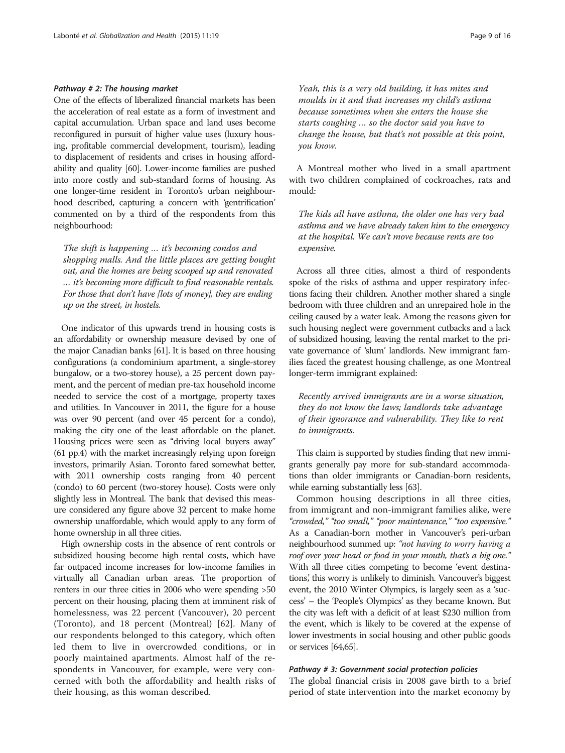#### *Pathway # 2: The housing market*

One of the effects of liberalized financial markets has been the acceleration of real estate as a form of investment and capital accumulation. Urban space and land uses become reconfigured in pursuit of higher value uses (luxury housing, profitable commercial development, tourism), leading to displacement of residents and crises in housing affordability and quality [60]. Lower-income families are pushed into more costly and sub-standard forms of housing. As one longer-time resident in Toronto's urban neighbourhood described, capturing a concern with 'gentrification' commented on by a third of the respondents from this neighbourhood:

> *The shift is happening … it's becoming condos and shopping malls. And the little places are getting bought out, and the homes are being scooped up and renovated … it's becoming more difficult to find reasonable rentals. For those that don't have [lots of money], they are ending up on the street, in hostels.*

One indicator of this upwards trend in housing costs is an affordability or ownership measure devised by one of the major Canadian banks [61]. It is based on three housing configurations (a condominium apartment, a single-storey bungalow, or a two-storey house), a 25 percent down payment, and the percent of median pre-tax household income needed to service the cost of a mortgage, property taxes and utilities. In Vancouver in 2011, the figure for a house was over 90 percent (and over 45 percent for a condo), making the city one of the least affordable on the planet. Housing prices were seen as "driving local buyers away" (61 pp.4) with the market increasingly relying upon foreign investors, primarily Asian. Toronto fared somewhat better, with 2011 ownership costs ranging from 40 percent (condo) to 60 percent (two-storey house). Costs were only slightly less in Montreal. The bank that devised this measure considered any figure above 32 percent to make home ownership unaffordable, which would apply to any form of home ownership in all three cities.

High ownership costs in the absence of rent controls or subsidized housing become high rental costs, which have far outpaced income increases for low-income families in virtually all Canadian urban areas. The proportion of renters in our three cities in 2006 who were spending >50 percent on their housing, placing them at imminent risk of homelessness, was 22 percent (Vancouver), 20 percent (Toronto), and 18 percent (Montreal) [62]. Many of our respondents belonged to this category, which often led them to live in overcrowded conditions, or in poorly maintained apartments. Almost half of the respondents in Vancouver, for example, were very concerned with both the affordability and health risks of their housing, as this woman described.

> *Yeah, this is a very old building, it has mites and moulds in it and that increases my child's asthma because sometimes when she enters the house she starts coughing … so the doctor said you have to change the house, but that's not possible at this point, you know.*

A Montreal mother who lived in a small apartment with two children complained of cockroaches, rats and mould:

> *The kids all have asthma, the older one has very bad asthma and we have already taken him to the emergency at the hospital. We can't move because rents are too expensive.*

Across all three cities, almost a third of respondents spoke of the risks of asthma and upper respiratory infections facing their children. Another mother shared a single bedroom with three children and an unrepaired hole in the ceiling caused by a water leak. Among the reasons given for such housing neglect were government cutbacks and a lack of subsidized housing, leaving the rental market to the private governance of 'slum' landlords. New immigrant families faced the greatest housing challenge, as one Montreal longer-term immigrant explained:

> *Recently arrived immigrants are in a worse situation, they do not know the laws; landlords take advantage of their ignorance and vulnerability. They like to rent to immigrants.*

This claim is supported by studies finding that new immigrants generally pay more for sub-standard accommodations than older immigrants or Canadian-born residents, while earning substantially less [63].

Common housing descriptions in all three cities, from immigrant and non-immigrant families alike, were *"crowded," "too small," "poor maintenance," "too expensive."* As a Canadian-born mother in Vancouver's peri-urban neighbourhood summed up: *"not having to worry having a roof over your head or food in your mouth, that's a big one."* With all three cities competing to become 'event destinations,' this worry is unlikely to diminish. Vancouver's biggest event, the 2010 Winter Olympics, is largely seen as a 'success' – the 'People's Olympics' as they became known. But the city was left with a deficit of at least $230 million from the event, which is likely to be covered at the expense of lower investments in social housing and other public goods or services [64,65].

#### *Pathway # 3: Government social protection policies*

The global financial crisis in 2008 gave birth to a brief period of state intervention into the market economy by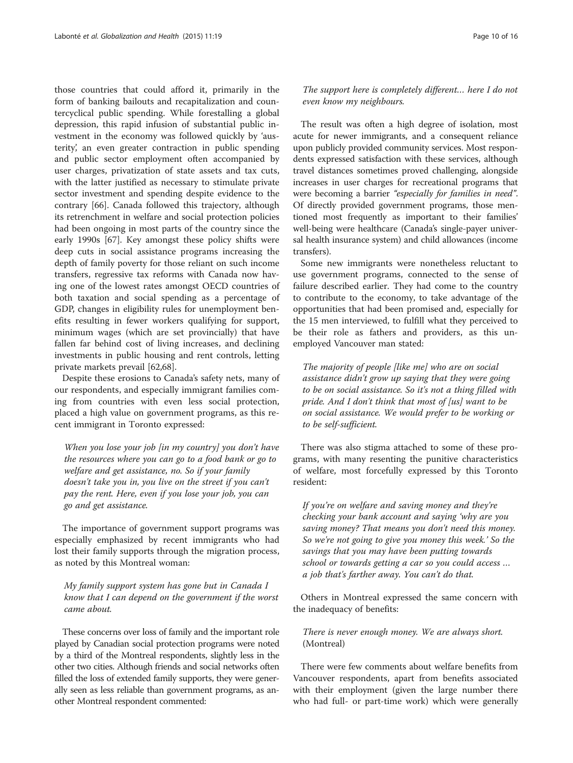those countries that could afford it, primarily in the form of banking bailouts and recapitalization and countercyclical public spending. While forestalling a global depression, this rapid infusion of substantial public investment in the economy was followed quickly by 'austerity', an even greater contraction in public spending and public sector employment often accompanied by user charges, privatization of state assets and tax cuts, with the latter justified as necessary to stimulate private sector investment and spending despite evidence to the contrary [66]. Canada followed this trajectory, although its retrenchment in welfare and social protection policies had been ongoing in most parts of the country since the early 1990s [67]. Key amongst these policy shifts were deep cuts in social assistance programs increasing the depth of family poverty for those reliant on such income transfers, regressive tax reforms with Canada now having one of the lowest rates amongst OECD countries of both taxation and social spending as a percentage of GDP, changes in eligibility rules for unemployment benefits resulting in fewer workers qualifying for support, minimum wages (which are set provincially) that have fallen far behind cost of living increases, and declining investments in public housing and rent controls, letting private markets prevail [62,68].

Despite these erosions to Canada's safety nets, many of our respondents, and especially immigrant families coming from countries with even less social protection, placed a high value on government programs, as this recent immigrant in Toronto expressed:

> *When you lose your job [in my country] you don't have the resources where you can go to a food bank or go to welfare and get assistance, no. So if your family doesn't take you in, you live on the street if you can't pay the rent. Here, even if you lose your job, you can go and get assistance.*

The importance of government support programs was especially emphasized by recent immigrants who had lost their family supports through the migration process, as noted by this Montreal woman:

> *My family support system has gone but in Canada I know that I can depend on the government if the worst came about.*

These concerns over loss of family and the important role played by Canadian social protection programs were noted by a third of the Montreal respondents, slightly less in the other two cities. Although friends and social networks often filled the loss of extended family supports, they were generally seen as less reliable than government programs, as another Montreal respondent commented:

> *The support here is completely different… here I do not even know my neighbours.*

The result was often a high degree of isolation, most acute for newer immigrants, and a consequent reliance upon publicly provided community services. Most respondents expressed satisfaction with these services, although travel distances sometimes proved challenging, alongside increases in user charges for recreational programs that were becoming a barrier *"especially for families in need"*. Of directly provided government programs, those mentioned most frequently as important to their families' well-being were healthcare (Canada's single-payer universal health insurance system) and child allowances (income transfers).

Some new immigrants were nonetheless reluctant to use government programs, connected to the sense of failure described earlier. They had come to the country to contribute to the economy, to take advantage of the opportunities that had been promised and, especially for the 15 men interviewed, to fulfill what they perceived to be their role as fathers and providers, as this unemployed Vancouver man stated:

> *The majority of people [like me] who are on social assistance didn't grow up saying that they were going to be on social assistance. So it's not a thing filled with pride. And I don't think that most of [us] want to be on social assistance. We would prefer to be working or to be self-sufficient.*

There was also stigma attached to some of these programs, with many resenting the punitive characteristics of welfare, most forcefully expressed by this Toronto resident:

> *If you're on welfare and saving money and they're checking your bank account and saying 'why are you saving money? That means you don't need this money. So we're not going to give you money this week.' So the savings that you may have been putting towards school or towards getting a car so you could access … a job that's farther away. You can't do that.*

Others in Montreal expressed the same concern with the inadequacy of benefits:

> *There is never enough money. We are always short.* (Montreal)

There were few comments about welfare benefits from Vancouver respondents, apart from benefits associated with their employment (given the large number there who had full- or part-time work) which were generally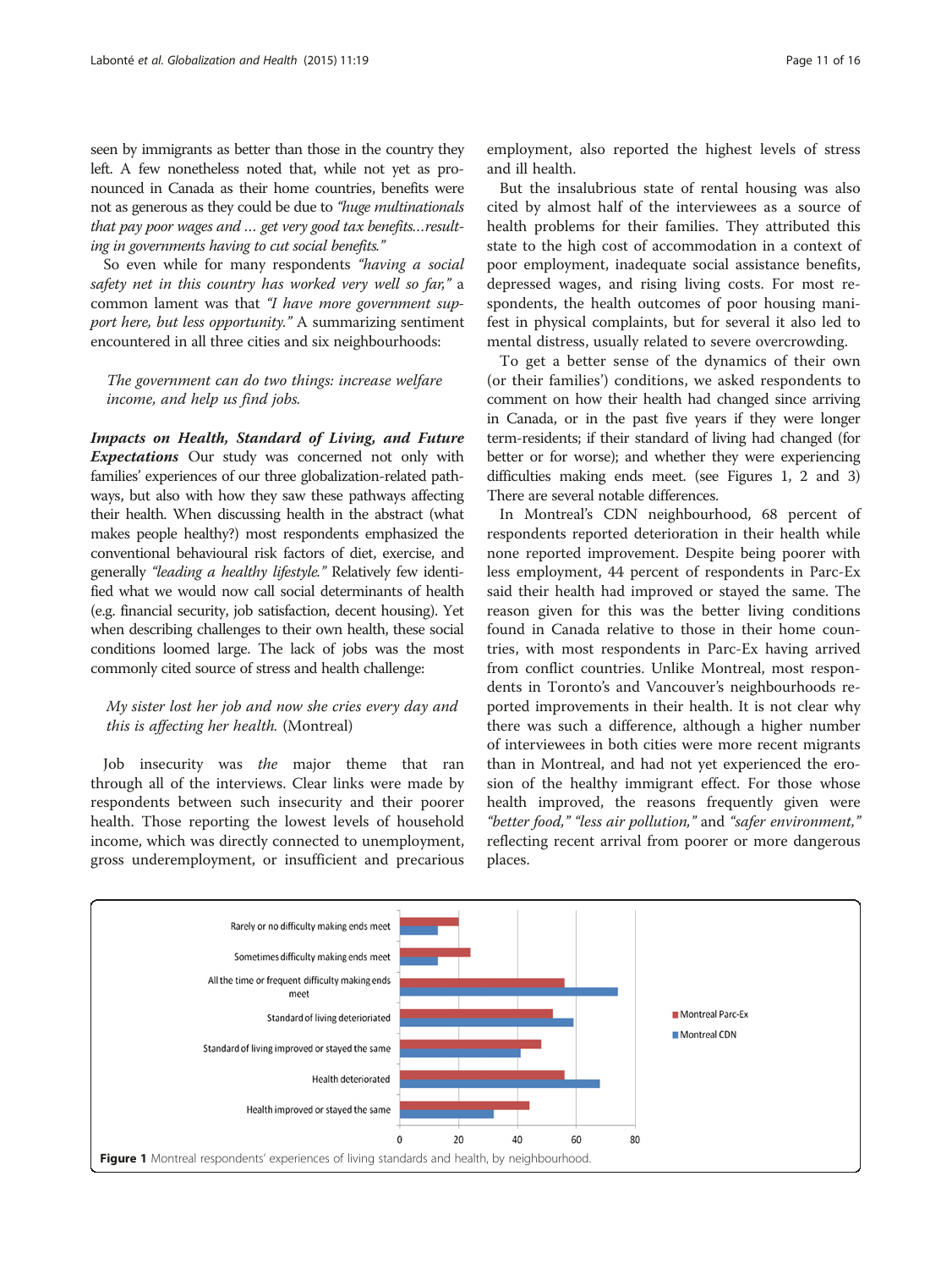seen by immigrants as better than those in the country they left. A few nonetheless noted that, while not yet as pronounced in Canada as their home countries, benefits were not as generous as they could be due to *"huge multinationals that pay poor wages and … get very good tax benefits…resulting in governments having to cut social benefits."*

So even while for many respondents *"having a social safety net in this country has worked very well so far,"* a common lament was that *"I have more government support here, but less opportunity."* A summarizing sentiment encountered in all three cities and six neighbourhoods:

> *The government can do two things: increase welfare income, and help us find jobs.*

***Impacts on Health, Standard of Living, and Future Expectations*** Our study was concerned not only with families' experiences of our three globalization-related pathways, but also with how they saw these pathways affecting their health. When discussing health in the abstract (what makes people healthy?) most respondents emphasized the conventional behavioural risk factors of diet, exercise, and generally *"leading a healthy lifestyle."* Relatively few identified what we would now call social determinants of health (e.g. financial security, job satisfaction, decent housing). Yet when describing challenges to their own health, these social conditions loomed large. The lack of jobs was the most commonly cited source of stress and health challenge:

> *My sister lost her job and now she cries every day and this is affecting her health.* (Montreal)

Job insecurity was *the* major theme that ran through all of the interviews. Clear links were made by respondents between such insecurity and their poorer health. Those reporting the lowest levels of household income, which was directly connected to unemployment, gross underemployment, or insufficient and precarious employment, also reported the highest levels of stress and ill health.

But the insalubrious state of rental housing was also cited by almost half of the interviewees as a source of health problems for their families. They attributed this state to the high cost of accommodation in a context of poor employment, inadequate social assistance benefits, depressed wages, and rising living costs. For most respondents, the health outcomes of poor housing manifest in physical complaints, but for several it also led to mental distress, usually related to severe overcrowding.

To get a better sense of the dynamics of their own (or their families') conditions, we asked respondents to comment on how their health had changed since arriving in Canada, or in the past five years if they were longer term-residents; if their standard of living had changed (for better or for worse); and whether they were experiencing difficulties making ends meet. (see Figures 1, 2 and 3) There are several notable differences.

In Montreal's CDN neighbourhood, 68 percent of respondents reported deterioration in their health while none reported improvement. Despite being poorer with less employment, 44 percent of respondents in Parc-Ex said their health had improved or stayed the same. The reason given for this was the better living conditions found in Canada relative to those in their home countries, with most respondents in Parc-Ex having arrived from conflict countries. Unlike Montreal, most respondents in Toronto's and Vancouver's neighbourhoods reported improvements in their health. It is not clear why there was such a difference, although a higher number of interviewees in both cities were more recent migrants than in Montreal, and had not yet experienced the erosion of the healthy immigrant effect. For those whose health improved, the reasons frequently given were *"better food," "less air pollution,"* and *"safer environment,"* reflecting recent arrival from poorer or more dangerous places.

Rarely or no difficulty making ends meet
Sometimes difficulty making ends meet
All the time or frequent difficulty making ends meet
Standard of living deteriorated
Standard of living improved or stayed the same
Health deteriorated
Health improved or stayed the same
0 20 40 60 80
Montreal Parc-Ex
Montreal CDN

**Figure 1** Montreal respondents' experiences of living standards and health, by neighbourhood.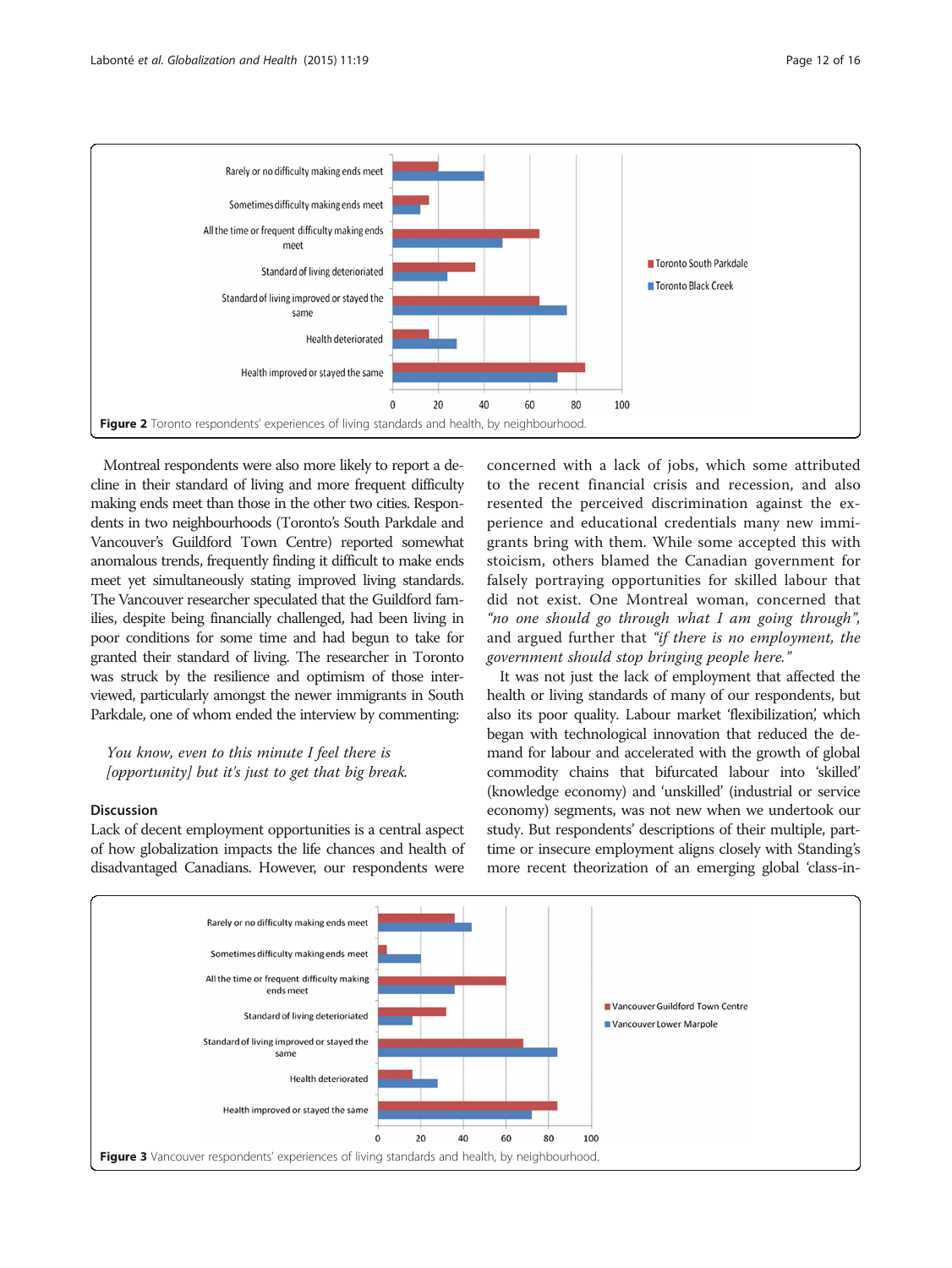Rarely or no difficulty making ends meet
Sometimes difficulty making ends meet
All the time or frequent difficulty making ends meet
Standard of living deteriorated
Standard of living improved or stayed the same
Health deteriorated
Health improved or stayed the same
0 20 40 60 80 100
Toronto South Parkdale
Toronto Black Creek

**Figure 2** Toronto respondents' experiences of living standards and health, by neighbourhood.

Montreal respondents were also more likely to report a decline in their standard of living and more frequent difficulty making ends meet than those in the other two cities. Respondents in two neighbourhoods (Toronto's South Parkdale and Vancouver's Guildford Town Centre) reported somewhat anomalous trends, frequently finding it difficult to make ends meet yet simultaneously stating improved living standards. The Vancouver researcher speculated that the Guildford families, despite being financially challenged, had been living in poor conditions for some time and had begun to take for granted their standard of living. The researcher in Toronto was struck by the resilience and optimism of those interviewed, particularly amongst the newer immigrants in South Parkdale, one of whom ended the interview by commenting:

> *You know, even to this minute I feel there is [opportunity] but it's just to get that big break.*

## Discussion

Lack of decent employment opportunities is a central aspect of how globalization impacts the life chances and health of disadvantaged Canadians. However, our respondents were concerned with a lack of jobs, which some attributed to the recent financial crisis and recession, and also resented the perceived discrimination against the experience and educational credentials many new immigrants bring with them. While some accepted this with stoicism, others blamed the Canadian government for falsely portraying opportunities for skilled labour that did not exist. One Montreal woman, concerned that *"no one should go through what I am going through"*, and argued further that *"if there is no employment, the government should stop bringing people here."*

It was not just the lack of employment that affected the health or living standards of many of our respondents, but also its poor quality. Labour market 'flexibilization', which began with technological innovation that reduced the demand for labour and accelerated with the growth of global commodity chains that bifurcated labour into 'skilled' (knowledge economy) and 'unskilled' (industrial or service economy) segments, was not new when we undertook our study. But respondents' descriptions of their multiple, part-time or insecure employment aligns closely with Standing's more recent theorization of an emerging global 'class-in-

Rarely or no difficulty making ends meet
Sometimes difficulty making ends meet
All the time or frequent difficulty making ends meet
Standard of living deteriorated
Standard of living improved or stayed the same
Health deteriorated
Health improved or stayed the same
0 20 40 60 80 100
Vancouver Guildford Town Centre
Vancouver Lower Marpole

**Figure 3** Vancouver respondents' experiences of living standards and health, by neighbourhood.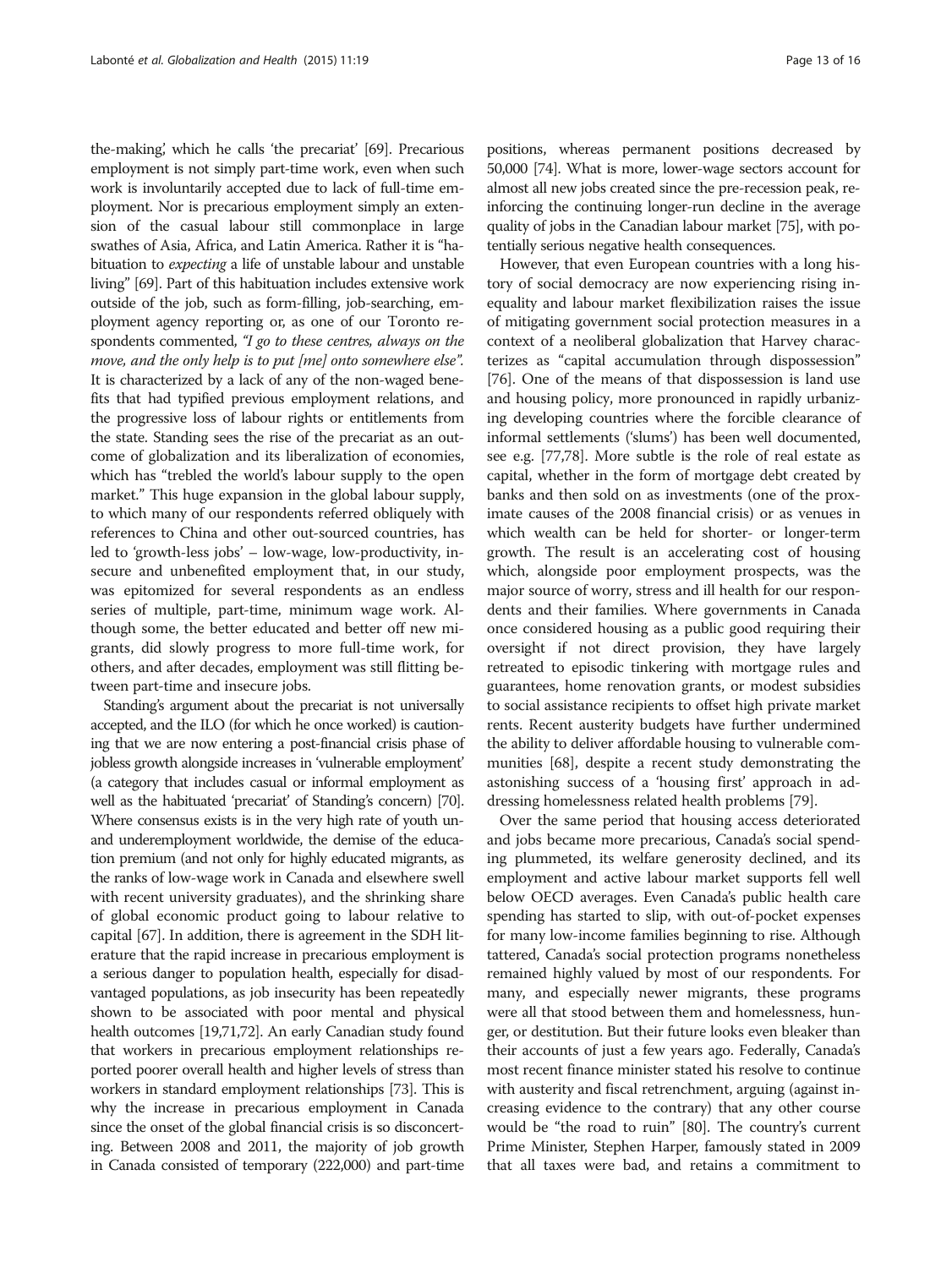the-making', which he calls 'the precariat' [69]. Precarious employment is not simply part-time work, even when such work is involuntarily accepted due to lack of full-time employment. Nor is precarious employment simply an extension of the casual labour still commonplace in large swathes of Asia, Africa, and Latin America. Rather it is "habituation to *expecting* a life of unstable labour and unstable living" [69]. Part of this habituation includes extensive work outside of the job, such as form-filling, job-searching, employment agency reporting or, as one of our Toronto respondents commented, *"I go to these centres, always on the move, and the only help is to put [me] onto somewhere else".* It is characterized by a lack of any of the non-waged benefits that had typified previous employment relations, and the progressive loss of labour rights or entitlements from the state. Standing sees the rise of the precariat as an outcome of globalization and its liberalization of economies, which has "trebled the world's labour supply to the open market." This huge expansion in the global labour supply, to which many of our respondents referred obliquely with references to China and other out-sourced countries, has led to 'growth-less jobs' – low-wage, low-productivity, insecure and unbenefited employment that, in our study, was epitomized for several respondents as an endless series of multiple, part-time, minimum wage work. Although some, the better educated and better off new migrants, did slowly progress to more full-time work, for others, and after decades, employment was still flitting between part-time and insecure jobs.

Standing's argument about the precariat is not universally accepted, and the ILO (for which he once worked) is cautioning that we are now entering a post-financial crisis phase of jobless growth alongside increases in 'vulnerable employment' (a category that includes casual or informal employment as well as the habituated 'precariat' of Standing's concern) [70]. Where consensus exists is in the very high rate of youth un- and underemployment worldwide, the demise of the education premium (and not only for highly educated migrants, as the ranks of low-wage work in Canada and elsewhere swell with recent university graduates), and the shrinking share of global economic product going to labour relative to capital [67]. In addition, there is agreement in the SDH literature that the rapid increase in precarious employment is a serious danger to population health, especially for disadvantaged populations, as job insecurity has been repeatedly shown to be associated with poor mental and physical health outcomes [19,71,72]. An early Canadian study found that workers in precarious employment relationships reported poorer overall health and higher levels of stress than workers in standard employment relationships [73]. This is why the increase in precarious employment in Canada since the onset of the global financial crisis is so disconcerting. Between 2008 and 2011, the majority of job growth in Canada consisted of temporary (222,000) and part-time positions, whereas permanent positions decreased by 50,000 [74]. What is more, lower-wage sectors account for almost all new jobs created since the pre-recession peak, reinforcing the continuing longer-run decline in the average quality of jobs in the Canadian labour market [75], with potentially serious negative health consequences.

However, that even European countries with a long history of social democracy are now experiencing rising inequality and labour market flexibilization raises the issue of mitigating government social protection measures in a context of a neoliberal globalization that Harvey characterizes as "capital accumulation through dispossession" [76]. One of the means of that dispossession is land use and housing policy, more pronounced in rapidly urbanizing developing countries where the forcible clearance of informal settlements ('slums') has been well documented, see e.g. [77,78]. More subtle is the role of real estate as capital, whether in the form of mortgage debt created by banks and then sold on as investments (one of the proximate causes of the 2008 financial crisis) or as venues in which wealth can be held for shorter- or longer-term growth. The result is an accelerating cost of housing which, alongside poor employment prospects, was the major source of worry, stress and ill health for our respondents and their families. Where governments in Canada once considered housing as a public good requiring their oversight if not direct provision, they have largely retreated to episodic tinkering with mortgage rules and guarantees, home renovation grants, or modest subsidies to social assistance recipients to offset high private market rents. Recent austerity budgets have further undermined the ability to deliver affordable housing to vulnerable communities [68], despite a recent study demonstrating the astonishing success of a 'housing first' approach in addressing homelessness related health problems [79].

Over the same period that housing access deteriorated and jobs became more precarious, Canada's social spending plummeted, its welfare generosity declined, and its employment and active labour market supports fell well below OECD averages. Even Canada's public health care spending has started to slip, with out-of-pocket expenses for many low-income families beginning to rise. Although tattered, Canada's social protection programs nonetheless remained highly valued by most of our respondents. For many, and especially newer migrants, these programs were all that stood between them and homelessness, hunger, or destitution. But their future looks even bleaker than their accounts of just a few years ago. Federally, Canada's most recent finance minister stated his resolve to continue with austerity and fiscal retrenchment, arguing (against increasing evidence to the contrary) that any other course would be "the road to ruin" [80]. The country's current Prime Minister, Stephen Harper, famously stated in 2009 that all taxes were bad, and retains a commitment to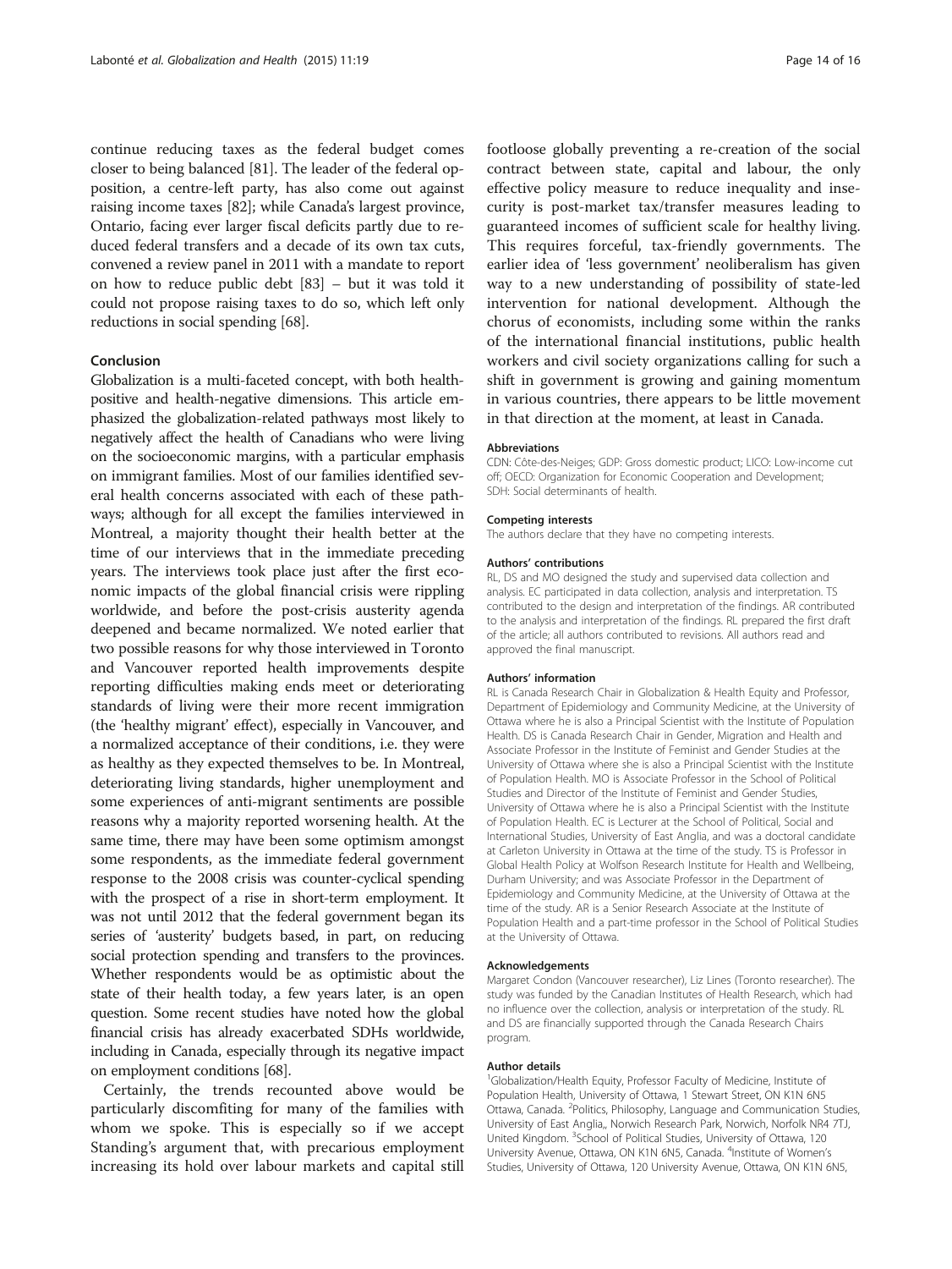continue reducing taxes as the federal budget comes closer to being balanced [81]. The leader of the federal opposition, a centre-left party, has also come out against raising income taxes [82]; while Canada's largest province, Ontario, facing ever larger fiscal deficits partly due to reduced federal transfers and a decade of its own tax cuts, convened a review panel in 2011 with a mandate to report on how to reduce public debt [83] – but it was told it could not propose raising taxes to do so, which left only reductions in social spending [68].

## Conclusion

Globalization is a multi-faceted concept, with both health-positive and health-negative dimensions. This article emphasized the globalization-related pathways most likely to negatively affect the health of Canadians who were living on the socioeconomic margins, with a particular emphasis on immigrant families. Most of our families identified several health concerns associated with each of these pathways; although for all except the families interviewed in Montreal, a majority thought their health better at the time of our interviews that in the immediate preceding years. The interviews took place just after the first economic impacts of the global financial crisis were rippling worldwide, and before the post-crisis austerity agenda deepened and became normalized. We noted earlier that two possible reasons for why those interviewed in Toronto and Vancouver reported health improvements despite reporting difficulties making ends meet or deteriorating standards of living were their more recent immigration (the 'healthy migrant' effect), especially in Vancouver, and a normalized acceptance of their conditions, i.e. they were as healthy as they expected themselves to be. In Montreal, deteriorating living standards, higher unemployment and some experiences of anti-migrant sentiments are possible reasons why a majority reported worsening health. At the same time, there may have been some optimism amongst some respondents, as the immediate federal government response to the 2008 crisis was counter-cyclical spending with the prospect of a rise in short-term employment. It was not until 2012 that the federal government began its series of 'austerity' budgets based, in part, on reducing social protection spending and transfers to the provinces. Whether respondents would be as optimistic about the state of their health today, a few years later, is an open question. Some recent studies have noted how the global financial crisis has already exacerbated SDHs worldwide, including in Canada, especially through its negative impact on employment conditions [68].

Certainly, the trends recounted above would be particularly discomfiting for many of the families with whom we spoke. This is especially so if we accept Standing's argument that, with precarious employment increasing its hold over labour markets and capital still footloose globally preventing a re-creation of the social contract between state, capital and labour, the only effective policy measure to reduce inequality and insecurity is post-market tax/transfer measures leading to guaranteed incomes of sufficient scale for healthy living. This requires forceful, tax-friendly governments. The earlier idea of 'less government' neoliberalism has given way to a new understanding of possibility of state-led intervention for national development. Although the chorus of economists, including some within the ranks of the international financial institutions, public health workers and civil society organizations calling for such a shift in government is growing and gaining momentum in various countries, there appears to be little movement in that direction at the moment, at least in Canada.

#### Abbreviations

CDN: Côte-des-Neiges; GDP: Gross domestic product; LICO: Low-income cut off; OECD: Organization for Economic Cooperation and Development; SDH: Social determinants of health.

#### Competing interests

The authors declare that they have no competing interests.

#### Authors' contributions

RL, DS and MO designed the study and supervised data collection and analysis. EC participated in data collection, analysis and interpretation. TS contributed to the design and interpretation of the findings. AR contributed to the analysis and interpretation of the findings. RL prepared the first draft of the article; all authors contributed to revisions. All authors read and approved the final manuscript.

#### Authors' information

RL is Canada Research Chair in Globalization & Health Equity and Professor, Department of Epidemiology and Community Medicine, at the University of Ottawa where he is also a Principal Scientist with the Institute of Population Health. DS is Canada Research Chair in Gender, Migration and Health and Associate Professor in the Institute of Feminist and Gender Studies at the University of Ottawa where she is also a Principal Scientist with the Institute of Population Health. MO is Associate Professor in the School of Political Studies and Director of the Institute of Feminist and Gender Studies, University of Ottawa where he is also a Principal Scientist with the Institute of Population Health. EC is Lecturer at the School of Political, Social and International Studies, University of East Anglia, and was a doctoral candidate at Carleton University in Ottawa at the time of the study. TS is Professor in Global Health Policy at Wolfson Research Institute for Health and Wellbeing, Durham University; and was Associate Professor in the Department of Epidemiology and Community Medicine, at the University of Ottawa at the time of the study. AR is a Senior Research Associate at the Institute of Population Health and a part-time professor in the School of Political Studies at the University of Ottawa.

#### Acknowledgements

Margaret Condon (Vancouver researcher), Liz Lines (Toronto researcher). The study was funded by the Canadian Institutes of Health Research, which had no influence over the collection, analysis or interpretation of the study. RL and DS are financially supported through the Canada Research Chairs program.

#### Author details

[1]Globalization/Health Equity, Professor Faculty of Medicine, Institute of Population Health, University of Ottawa, 1 Stewart Street, ON K1N 6N5 Ottawa, Canada. [2]Politics, Philosophy, Language and Communication Studies, University of East Anglia,, Norwich Research Park, Norwich, Norfolk NR4 7TJ, United Kingdom. [3]School of Political Studies, University of Ottawa, 120 University Avenue, Ottawa, ON K1N 6N5, Canada. [4]Institute of Women's Studies, University of Ottawa, 120 University Avenue, Ottawa, ON K1N 6N5,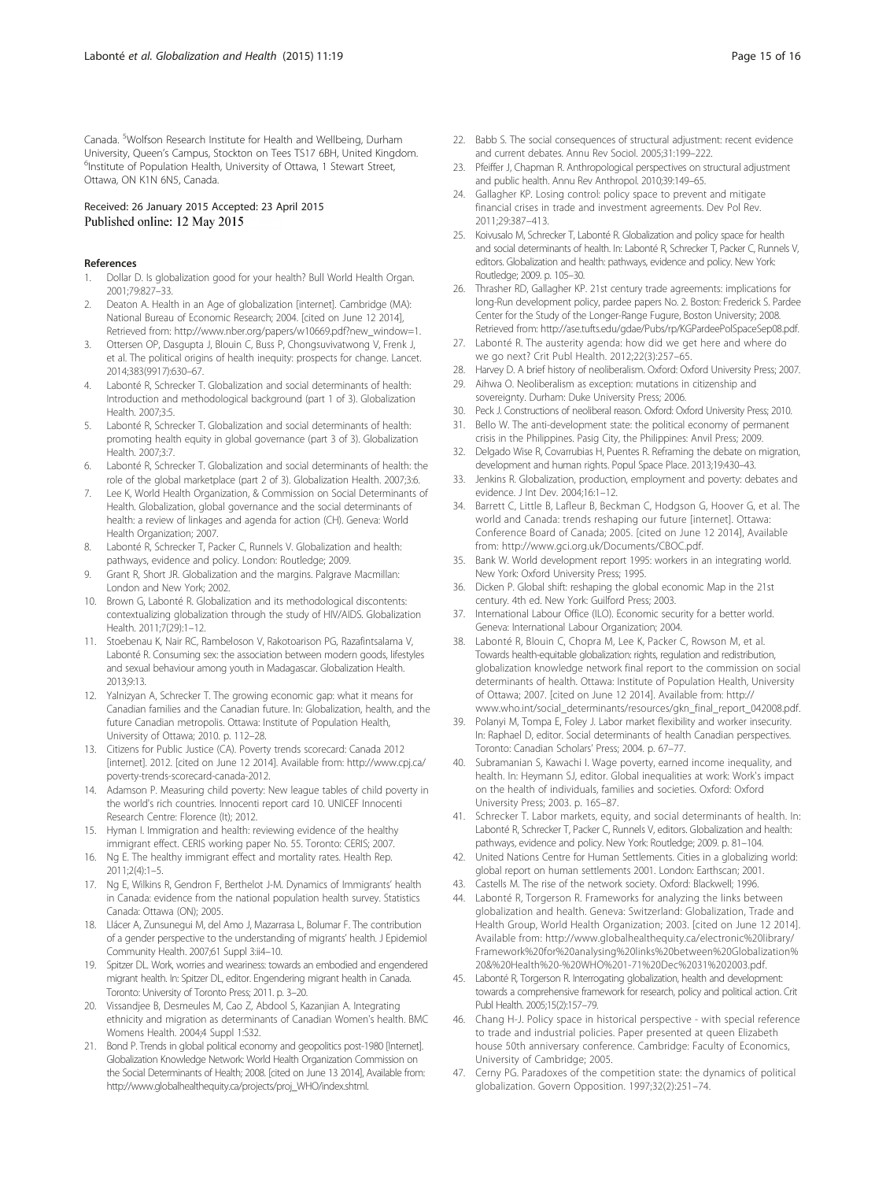Canada. [5]Wolfson Research Institute for Health and Wellbeing, Durham University, Queen's Campus, Stockton on Tees TS17 6BH, United Kingdom. [6]Institute of Population Health, University of Ottawa, 1 Stewart Street, Ottawa, ON K1N 6N5, Canada.

Received: 26 January 2015 Accepted: 23 April 2015
Published online: 12 May 2015

## References

1. Dollar D. Is globalization good for your health? Bull World Health Organ. 2001;79:827–33.
2. Deaton A. Health in an Age of globalization [internet]. Cambridge (MA): National Bureau of Economic Research; 2004. [cited on June 12 2014], Retrieved from: http://www.nber.org/papers/w10669.pdf?new_window=1.
3. Ottersen OP, Dasgupta J, Blouin C, Buss P, Chongsuvivatwong V, Frenk J, et al. The political origins of health inequity: prospects for change. Lancet. 2014;383(9917):630–67.
4. Labonté R, Schrecker T. Globalization and social determinants of health: Introduction and methodological background (part 1 of 3). Globalization Health. 2007;3:5.
5. Labonté R, Schrecker T. Globalization and social determinants of health: promoting health equity in global governance (part 3 of 3). Globalization Health. 2007;3:7.
6. Labonté R, Schrecker T. Globalization and social determinants of health: the role of the global marketplace (part 2 of 3). Globalization Health. 2007;3:6.
7. Lee K, World Health Organization, & Commission on Social Determinants of Health. Globalization, global governance and the social determinants of health: a review of linkages and agenda for action (CH). Geneva: World Health Organization; 2007.
8. Labonté R, Schrecker T, Packer C, Runnels V. Globalization and health: pathways, evidence and policy. London: Routledge; 2009.
9. Grant R, Short JR. Globalization and the margins. Palgrave Macmillan: London and New York; 2002.
10. Brown G, Labonté R. Globalization and its methodological discontents: contextualizing globalization through the study of HIV/AIDS. Globalization Health. 2011;7(29):1–12.
11. Stoebenau K, Nair RC, Rambeloson V, Rakotoarison PG, Razafintsalama V, Labonté R. Consuming sex: the association between modern goods, lifestyles and sexual behaviour among youth in Madagascar. Globalization Health. 2013;9:13.
12. Yalnizyan A, Schrecker T. The growing economic gap: what it means for Canadian families and the Canadian future. In: Globalization, health, and the future Canadian metropolis. Ottawa: Institute of Population Health, University of Ottawa; 2010. p. 112–28.
13. Citizens for Public Justice (CA). Poverty trends scorecard: Canada 2012 [internet]. 2012. [cited on June 12 2014]. Available from: http://www.cpj.ca/poverty-trends-scorecard-canada-2012.
14. Adamson P. Measuring child poverty: New league tables of child poverty in the world's rich countries. Innocenti report card 10. UNICEF Innocenti Research Centre: Florence (It); 2012.
15. Hyman I. Immigration and health: reviewing evidence of the healthy immigrant effect. CERIS working paper No. 55. Toronto: CERIS; 2007.
16. Ng E. The healthy immigrant effect and mortality rates. Health Rep. 2011;2(4):1–5.
17. Ng E, Wilkins R, Gendron F, Berthelot J-M. Dynamics of Immigrants' health in Canada: evidence from the national population health survey. Statistics Canada: Ottawa (ON); 2005.
18. Llácer A, Zunsunegui M, del Amo J, Mazarrasa L, Bolumar F. The contribution of a gender perspective to the understanding of migrants' health. J Epidemiol Community Health. 2007;61 Suppl 3:ii4–10.
19. Spitzer DL. Work, worries and weariness: towards an embodied and engendered migrant health. In: Spitzer DL, editor. Engendering migrant health in Canada. Toronto: University of Toronto Press; 2011. p. 3–20.
20. Vissandjee B, Desmeules M, Cao Z, Abdool S, Kazanjian A. Integrating ethnicity and migration as determinants of Canadian Women's health. BMC Womens Health. 2004;4 Suppl 1:S32.
21. Bond P. Trends in global political economy and geopolitics post-1980 [Internet]. Globalization Knowledge Network: World Health Organization Commission on the Social Determinants of Health; 2008. [cited on June 13 2014], Available from: http://www.globalhealthequity.ca/projects/proj_WHO/index.shtml.
22. Babb S. The social consequences of structural adjustment: recent evidence and current debates. Annu Rev Sociol. 2005;31:199–222.
23. Pfeiffer J, Chapman R. Anthropological perspectives on structural adjustment and public health. Annu Rev Anthropol. 2010;39:149–65.
24. Gallagher KP. Losing control: policy space to prevent and mitigate financial crises in trade and investment agreements. Dev Pol Rev. 2011;29:387–413.
25. Koivusalo M, Schrecker T, Labonté R. Globalization and policy space for health and social determinants of health. In: Labonté R, Schrecker T, Packer C, Runnels V, editors. Globalization and health: pathways, evidence and policy. New York: Routledge; 2009. p. 105–30.
26. Thrasher RD, Gallagher KP. 21st century trade agreements: implications for long-Run development policy, pardee papers No. 2. Boston: Frederick S. Pardee Center for the Study of the Longer-Range Fugure, Boston University; 2008. Retrieved from: http://ase.tufts.edu/gdae/Pubs/rp/KGPardeePolSpaceSep08.pdf.
27. Labonté R. The austerity agenda: how did we get here and where do we go next? Crit Publ Health. 2012;22(3):257–65.
28. Harvey D. A brief history of neoliberalism. Oxford: Oxford University Press; 2007.
29. Aihwa O. Neoliberalism as exception: mutations in citizenship and sovereignty. Durham: Duke University Press; 2006.
30. Peck J. Constructions of neoliberal reason. Oxford: Oxford University Press; 2010.
31. Bello W. The anti-development state: the political economy of permanent crisis in the Philippines. Pasig City, the Philippines: Anvil Press; 2009.
32. Delgado Wise R, Covarrubias H, Puentes R. Reframing the debate on migration, development and human rights. Popul Space Place. 2013;19:430–43.
33. Jenkins R. Globalization, production, employment and poverty: debates and evidence. J Int Dev. 2004;16:1–12.
34. Barrett C, Little B, Lafleur B, Beckman C, Hodgson G, Hoover G, et al. The world and Canada: trends reshaping our future [internet]. Ottawa: Conference Board of Canada; 2005. [cited on June 12 2014], Available from: http://www.gci.org.uk/Documents/CBOC.pdf.
35. Bank W. World development report 1995: workers in an integrating world. New York: Oxford University Press; 1995.
36. Dicken P. Global shift: reshaping the global economic Map in the 21st century. 4th ed. New York: Guilford Press; 2003.
37. International Labour Office (ILO). Economic security for a better world. Geneva: International Labour Organization; 2004.
38. Labonté R, Blouin C, Chopra M, Lee K, Packer C, Rowson M, et al. Towards health-equitable globalization: rights, regulation and redistribution, globalization knowledge network final report to the commission on social determinants of health. Ottawa: Institute of Population Health, University of Ottawa; 2007. [cited on June 12 2014]. Available from: http://www.who.int/social_determinants/resources/gkn_final_report_042008.pdf.
39. Polanyi M, Tompa E, Foley J. Labor market flexibility and worker insecurity. In: Raphael D, editor. Social determinants of health Canadian perspectives. Toronto: Canadian Scholars' Press; 2004. p. 67–77.
40. Subramanian S, Kawachi I. Wage poverty, earned income inequality, and health. In: Heymann SJ, editor. Global inequalities at work: Work's impact on the health of individuals, families and societies. Oxford: Oxford University Press; 2003. p. 165–87.
41. Schrecker T. Labor markets, equity, and social determinants of health. In: Labonté R, Schrecker T, Packer C, Runnels V, editors. Globalization and health: pathways, evidence and policy. New York: Routledge; 2009. p. 81–104.
42. United Nations Centre for Human Settlements. Cities in a globalizing world: global report on human settlements 2001. London: Earthscan; 2001.
43. Castells M. The rise of the network society. Oxford: Blackwell; 1996.
44. Labonté R, Torgerson R. Frameworks for analyzing the links between globalization and health. Geneva: Switzerland: Globalization, Trade and Health Group, World Health Organization; 2003. [cited on June 12 2014]. Available from: http://www.globalhealthequity.ca/electronic%20library/Framework%20for%20analysing%20links%20between%20Globalization%20&%20Health%20-%20WHO%201-71%20Dec%2031%202003.pdf.
45. Labonté R, Torgerson R. Interrogating globalization, health and development: towards a comprehensive framework for research, policy and political action. Crit Publ Health. 2005;15(2):157–79.
46. Chang H-J. Policy space in historical perspective - with special reference to trade and industrial policies. Paper presented at queen Elizabeth house 50th anniversary conference. Cambridge: Faculty of Economics, University of Cambridge; 2005.
47. Cerny PG. Paradoxes of the competition state: the dynamics of political globalization. Govern Opposition. 1997;32(2):251–74.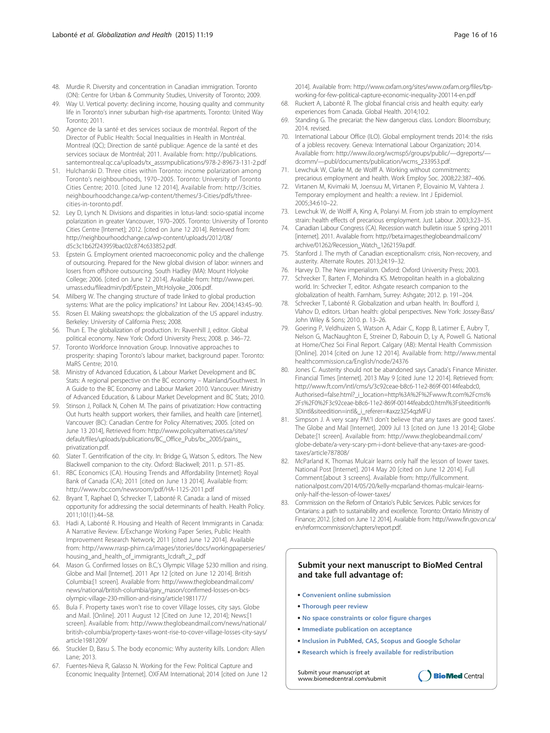48. Murdie R. Diversity and concentration in Canadian immigration. Toronto (ON): Centre for Urban & Community Studies, University of Toronto; 2009.
49. Way U. Vertical poverty: declining income, housing quality and community life in Toronto's inner suburban high-rise apartments. Toronto: United Way Toronto; 2011.
50. Agence de la santé et des services sociaux de montréal. Report of the Director of Public Health: Social Inequalities in Health in Montréal. Montreal (QC); Direction de santé publique: Agence de la santé et des services sociaux de Montréal; 2011. Available from: http://publications.santemontreal.qc.ca/uploads/tx_asssmpublications/978-2-89673-131-2.pdf
51. Hulchanski D. Three cities within Toronto: income polarization among Toronto's neighbourhoods, 1970–2005. Toronto: University of Toronto Cities Centre; 2010. [cited June 12 2014], Available from: http://3cities.neighbourhoodchange.ca/wp-content/themes/3-Cities/pdfs/three-cities-in-toronto.pdf.
52. Ley D, Lynch N. Divisions and disparities in lotus-land: socio-spatial income polarization in greater Vancouver, 1970–2005. Toronto: University of Toronto Cities Centre [Internet]; 2012. [cited on June 12 2014]. Retrieved from: http://neighbourhoodchange.ca/wp-content/uploads/2012/08/d5c3c1b62f243959bac02c874c633852.pdf.
53. Epstein G. Employment oriented macroeconomic policy and the challenge of outsourcing. Prepared for the New global division of labor: winners and losers from offshore outsourcing. South Hadley (MA): Mount Holyoke College; 2006. [cited on June 12 2014]. Available from: http://www.peri.umass.edu/fileadmin/pdf/Epstein_Mt.Holyoke_2006.pdf.
54. Milberg W. The changing structure of trade linked to global production systems: What are the policy implications? Int Labour Rev. 2004;143:45–90.
55. Rosen EI. Making sweatshops: the globalization of the US apparel industry. Berkeley: University of California Press; 2008.
56. Thun E. The globalization of production. In: Ravenhill J, editor. Global political economy. New York: Oxford University Press; 2008. p. 346–72.
57. Toronto Workforce Innovation Group. Innovative approaches to prosperity: shaping Toronto's labour market, background paper. Toronto: MaRS Centre; 2010.
58. Ministry of Advanced Education, & Labour Market Development and BC Stats: A regional perspective on the BC economy – Mainland/Southwest. In A Guide to the BC Economy and Labour Market 2010. Vancouver: Ministry of Advanced Education, & Labour Market Development and BC Stats; 2010.
59. Stinson J, Pollack N, Cohen M. The pains of privatization: How contracting Out hurts health support workers, their families, and health care [internet]. Vancouver (BC): Canadian Centre for Policy Alternatives; 2005. [cited on June 13 2014], Retrieved from: http://www.policyalternatives.ca/sites/default/files/uploads/publications/BC_Office_Pubs/bc_2005/pains_privatization.pdf.
60. Slater T. Gentrification of the city. In: Bridge G, Watson S, editors. The New Blackwell companion to the city. Oxford: Blackwell; 2011. p. 571–85.
61. RBC Economics (CA). Housing Trends and Affordability [Internet]: Royal Bank of Canada (CA); 2011 [cited on June 13 2014]. Available from: http://www.rbc.com/newsroom/pdf/HA-1125-2011.pdf
62. Bryant T, Raphael D, Schrecker T, Labonté R. Canada: a land of missed opportunity for addressing the social determinants of health. Health Policy. 2011;101(1):44–58.
63. Hadi A, Labonté R. Housing and Health of Recent Immigrants in Canada: A Narrative Review. E/Exchange Working Paper Series, Public Health Improvement Research Network; 2011 [cited June 12 2014]. Available from: http://www.rrasp-phirn.ca/images/stories/docs/workingpaperseries/housing_and_health_of_immigrants_lcdraft_2_.pdf
64. Mason G. Confirmed losses on B.C.'s Olympic Village $230 million and rising. Globe and Mail [Internet]. 2011 Apr 12 [cited on June 12 2014]. British Columbia:[1 screen]. Available from: http://www.theglobeandmail.com/news/national/british-columbia/gary_mason/confirmed-losses-on-bcs-olympic-village-230-million-and-rising/article1981177/
65. Bula F. Property taxes won't rise to cover Village losses, city says. Globe and Mail. [Online]. 2011 August 12 [Cited on June 12, 2014]; News:[1 screen]. Available from: http://www.theglobeandmail.com/news/national/british-columbia/property-taxes-wont-rise-to-cover-village-losses-city-says/article1981209/
66. Stuckler D, Basu S. The body economic: Why austerity kills. London: Allen Lane; 2013.
67. Fuentes-Nieva R, Galasso N. Working for the Few: Political Capture and Economic Inequality [Internet]. OXFAM International; 2014 [cited on June 12 2014]. Available from: http://www.oxfam.org/sites/www.oxfam.org/files/bp-working-for-few-political-capture-economic-inequality-200114-en.pdf
68. Ruckert A, Labonté R. The global financial crisis and health equity: early experiences from Canada. Global Health. 2014;10:2.
69. Standing G. The precariat: the New dangerous class. London: Bloomsbury; 2014. revised.
70. International Labour Office (ILO). Global employment trends 2014: the risks of a jobless recovery. Geneva: International Labour Organization; 2014. Available from: http://www.ilo.org/wcmsp5/groups/public/—dgreports/—dcomm/—publ/documents/publication/wcms_233953.pdf.
71. Lewchuk W, Clarke M, de Wolff A. Working without commitments: precarious employment and health. Work Employ Soc. 2008;22:387–406.
72. Virtanen M, Kivimaki M, Joensuu M, Virtanen P, Elovainio M, Vahtera J. Temporary employment and health: a review. Int J Epidemiol. 2005;34:610–22.
73. Lewchuk W, de Wolff A, King A, Polanyi M. From job strain to employment strain: health effects of precarious employment. Just Labour. 2003;3:23–35.
74. Canadian Labour Congress (CA). Recession watch bulletin issue 5 spring 2011 [internet]. 2011. Available from: http://beta.images.theglobeandmail.com/archive/01262/Recession_Watch_1262159a.pdf.
75. Stanford J. The myth of Canadian exceptionalism: crisis, Non-recovery, and austerity. Alternate Routes. 2013;24:19–32.
76. Harvey D. The New imperialism. Oxford: Oxford University Press; 2003.
77. Schrecker T, Barten F, Mohindra KS. Metropolitan health in a globalizing world. In: Schrecker T, editor. Ashgate research companion to the globalization of health. Farnham, Surrey: Ashgate; 2012. p. 191–204.
78. Schrecker T, Labonté R. Globalization and urban health. In: Boufford J, Vlahov D, editors. Urban health: global perspectives. New York: Jossey-Bass/John Wiley & Sons; 2010. p. 13–26.
79. Goering P, Veldhuizen S, Watson A, Adair C, Kopp B, Latimer E, Aubry T, Nelson G, MacNaughton E, Streiner D, Rabouin D, Ly A, Powell G. National at Home/Chez Soi Final Report. Calgary (AB): Mental Health Commission [Online]. 2014 [cited on June 12 2014]. Available from: http://www.mentalhealthcommission.ca/English/node/24376
80. Jones C. Austerity should not be abandoned says Canada's Finance Minister. Financial Times [internet]. 2013 May 9 [cited June 12 2014]. Retrieved from: http://www.ft.com/intl/cms/s/3c92ceae-b8c6-11e2-869f-00144feabdc0,Authorised=false.html?_i_location=http%3A%2F%2Fwww.ft.com%2Fcms%2Fs%2F0%2F3c92ceae-b8c6-11e2-869f-00144feabdc0.html%3Fsiteedition%3Dintl&siteedition=intl&_i_referer=#axzz32S4qzMFU
81. Simpson J. A very scary PM:'I don't believe that any taxes are good taxes'. The Globe and Mail [Internet]. 2009 Jul 13 [cited on June 13 2014]; Globe Debate:[1 screen]. Available from: http://www.theglobeandmail.com/globe-debate/a-very-scary-pm-i-dont-believe-that-any-taxes-are-good-taxes/article787808/
82. McParland K. Thomas Mulcair learns only half the lesson of lower taxes. National Post [Internet]. 2014 May 20 [cited on June 12 2014]. Full Comment:[about 3 screens]. Available from: http://fullcomment.nationalpost.com/2014/05/20/kelly-mcparland-thomas-mulcair-learns-only-half-the-lesson-of-lower-taxes/
83. Commission on the Reform of Ontario's Public Services. Public services for Ontarians: a path to sustainability and excellence. Toronto: Ontario Ministry of Finance; 2012. [cited on June 12 2014]. Available from: http://www.fin.gov.on.ca/en/reformcommission/chapters/report.pdf.

**Submit your next manuscript to BioMed Central and take full advantage of:**

- **Convenient online submission**
- **Thorough peer review**
- **No space constraints or color figure charges**
- **Immediate publication on acceptance**
- **Inclusion in PubMed, CAS, Scopus and Google Scholar**
- **Research which is freely available for redistribution**

Submit your manuscript at
www.biomedcentral.com/submit

BioMed Central